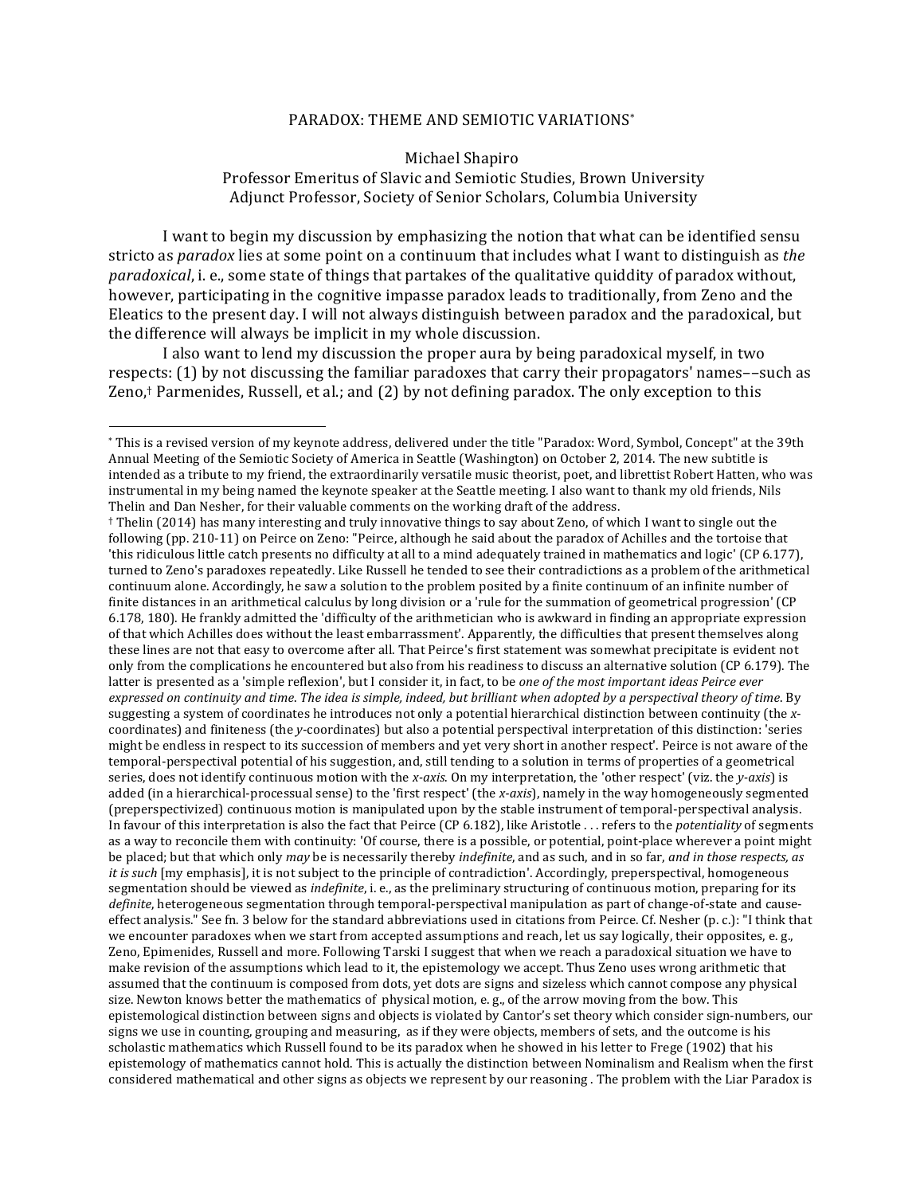# PARADOX: THEME AND SEMIOTIC VARIATIONS*

Michael Shapiro
Professor Emeritus of Slavic and Semiotic Studies, Brown University
Adjunct Professor, Society of Senior Scholars, Columbia University

I want to begin my discussion by emphasizing the notion that what can be identified sensu stricto as *paradox* lies at some point on a continuum that includes what I want to distinguish as *the paradoxical*, i. e., some state of things that partakes of the qualitative quiddity of paradox without, however, participating in the cognitive impasse paradox leads to traditionally, from Zeno and the Eleatics to the present day. I will not always distinguish between paradox and the paradoxical, but the difference will always be implicit in my whole discussion.

I also want to lend my discussion the proper aura by being paradoxical myself, in two respects: (1) by not discussing the familiar paradoxes that carry their propagators' names––such as Zeno,† Parmenides, Russell, et al.; and (2) by not defining paradox. The only exception to this

---

* This is a revised version of my keynote address, delivered under the title "Paradox: Word, Symbol, Concept" at the 39th Annual Meeting of the Semiotic Society of America in Seattle (Washington) on October 2, 2014. The new subtitle is intended as a tribute to my friend, the extraordinarily versatile music theorist, poet, and librettist Robert Hatten, who was instrumental in my being named the keynote speaker at the Seattle meeting. I also want to thank my old friends, Nils Thelin and Dan Nesher, for their valuable comments on the working draft of the address.

† Thelin (2014) has many interesting and truly innovative things to say about Zeno, of which I want to single out the following (pp. 210-11) on Peirce on Zeno: "Peirce, although he said about the paradox of Achilles and the tortoise that 'this ridiculous little catch presents no difficulty at all to a mind adequately trained in mathematics and logic' (CP 6.177), turned to Zeno's paradoxes repeatedly. Like Russell he tended to see their contradictions as a problem of the arithmetical continuum alone. Accordingly, he saw a solution to the problem posited by a finite continuum of an infinite number of finite distances in an arithmetical calculus by long division or a 'rule for the summation of geometrical progression' (CP 6.178, 180). He frankly admitted the 'difficulty of the arithmetician who is awkward in finding an appropriate expression of that which Achilles does without the least embarrassment'. Apparently, the difficulties that present themselves along these lines are not that easy to overcome after all. That Peirce's first statement was somewhat precipitate is evident not only from the complications he encountered but also from his readiness to discuss an alternative solution (CP 6.179). The latter is presented as a 'simple reflexion', but I consider it, in fact, to be *one of the most important ideas Peirce ever expressed on continuity and time. The idea is simple, indeed, but brilliant when adopted by a perspectival theory of time.* By suggesting a system of coordinates he introduces not only a potential hierarchical distinction between continuity (the *x*-coordinates) and finiteness (the *y*-coordinates) but also a potential perspectival interpretation of this distinction: 'series might be endless in respect to its succession of members and yet very short in another respect'. Peirce is not aware of the temporal-perspectival potential of his suggestion, and, still tending to a solution in terms of properties of a geometrical series, does not identify continuous motion with the *x-axis*. On my interpretation, the 'other respect' (viz. the *y-axis*) is added (in a hierarchical-processual sense) to the 'first respect' (the *x-axis*), namely in the way homogeneously segmented (preperspectivized) continuous motion is manipulated upon by the stable instrument of temporal-perspectival analysis. In favour of this interpretation is also the fact that Peirce (CP 6.182), like Aristotle . . . refers to the *potentiality* of segments as a way to reconcile them with continuity: 'Of course, there is a possible, or potential, point-place wherever a point might be placed; but that which only *may* be is necessarily thereby *indefinite*, and as such, and in so far, *and in those respects, as it is such* [my emphasis], it is not subject to the principle of contradiction'. Accordingly, preperspectival, homogeneous segmentation should be viewed as *indefinite*, i. e., as the preliminary structuring of continuous motion, preparing for its *definite*, heterogeneous segmentation through temporal-perspectival manipulation as part of change-of-state and cause-effect analysis." See fn. 3 below for the standard abbreviations used in citations from Peirce. Cf. Nesher (p. c.): "I think that we encounter paradoxes when we start from accepted assumptions and reach, let us say logically, their opposites, e. g., Zeno, Epimenides, Russell and more. Following Tarski I suggest that when we reach a paradoxical situation we have to make revision of the assumptions which lead to it, the epistemology we accept. Thus Zeno uses wrong arithmetic that assumed that the continuum is composed from dots, yet dots are signs and sizeless which cannot compose any physical size. Newton knows better the mathematics of physical motion, e. g., of the arrow moving from the bow. This epistemological distinction between signs and objects is violated by Cantor's set theory which consider sign-numbers, our signs we use in counting, grouping and measuring, as if they were objects, members of sets, and the outcome is his scholastic mathematics which Russell found to be its paradox when he showed in his letter to Frege (1902) that his epistemology of mathematics cannot hold. This is actually the distinction between Nominalism and Realism when the first considered mathematical and other signs as objects we represent by our reasoning . The problem with the Liar Paradox is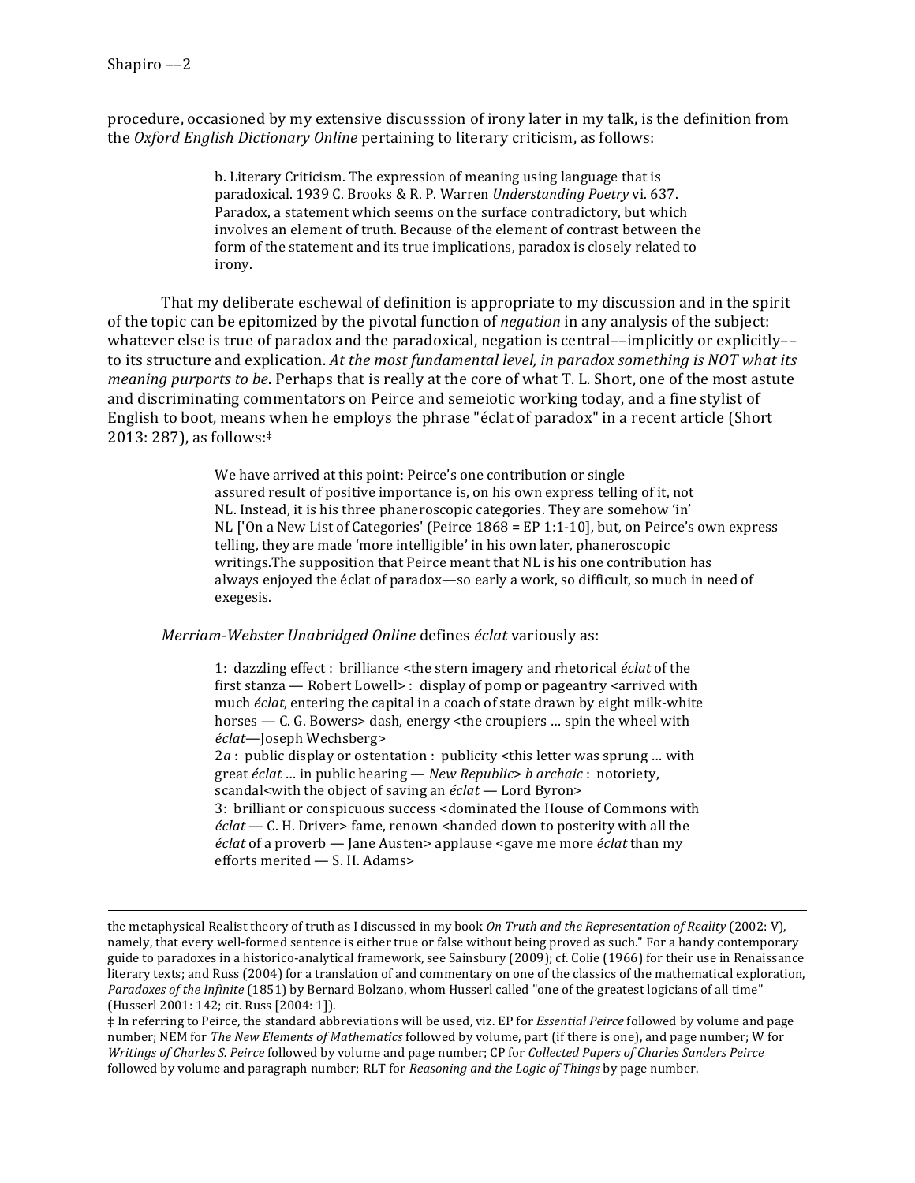procedure, occasioned by my extensive discusssion of irony later in my talk, is the definition from the *Oxford English Dictionary Online* pertaining to literary criticism, as follows:

> b. Literary Criticism. The expression of meaning using language that is paradoxical. 1939 C. Brooks & R. P. Warren *Understanding Poetry* vi. 637. Paradox, a statement which seems on the surface contradictory, but which involves an element of truth. Because of the element of contrast between the form of the statement and its true implications, paradox is closely related to irony.

That my deliberate eschewal of definition is appropriate to my discussion and in the spirit of the topic can be epitomized by the pivotal function of *negation* in any analysis of the subject: whatever else is true of paradox and the paradoxical, negation is central––implicitly or explicitly––to its structure and explication. *At the most fundamental level, in paradox something is NOT what its meaning purports to be***.** Perhaps that is really at the core of what T. L. Short, one of the most astute and discriminating commentators on Peirce and semeiotic working today, and a fine stylist of English to boot, means when he employs the phrase "éclat of paradox" in a recent article (Short 2013: 287), as follows:‡

> We have arrived at this point: Peirce's one contribution or single assured result of positive importance is, on his own express telling of it, not NL. Instead, it is his three phaneroscopic categories. They are somehow 'in' NL ['On a New List of Categories' (Peirce 1868 = EP 1:1-10], but, on Peirce's own express telling, they are made 'more intelligible' in his own later, phaneroscopic writings.The supposition that Peirce meant that NL is his one contribution has always enjoyed the éclat of paradox—so early a work, so difficult, so much in need of exegesis.

*Merriam-Webster Unabridged Online* defines *éclat* variously as:

> 1: dazzling effect : brilliance <the stern imagery and rhetorical *éclat* of the first stanza — Robert Lowell> : display of pomp or pageantry <arrived with much *éclat*, entering the capital in a coach of state drawn by eight milk-white horses — C. G. Bowers> dash, energy <the croupiers … spin the wheel with *éclat*—Joseph Wechsberg>
> 2*a* : public display or ostentation : publicity <this letter was sprung … with great *éclat* … in public hearing — *New Republic*> *b archaic* : notoriety, scandal<with the object of saving an *éclat* — Lord Byron>
> 3: brilliant or conspicuous success <dominated the House of Commons with *éclat* — C. H. Driver> fame, renown <handed down to posterity with all the *éclat* of a proverb — Jane Austen> applause <gave me more *éclat* than my efforts merited — S. H. Adams>

---

the metaphysical Realist theory of truth as I discussed in my book *On Truth and the Representation of Reality* (2002: V), namely, that every well-formed sentence is either true or false without being proved as such." For a handy contemporary guide to paradoxes in a historico-analytical framework, see Sainsbury (2009); cf. Colie (1966) for their use in Renaissance literary texts; and Russ (2004) for a translation of and commentary on one of the classics of the mathematical exploration, *Paradoxes of the Infinite* (1851) by Bernard Bolzano, whom Husserl called "one of the greatest logicians of all time" (Husserl 2001: 142; cit. Russ [2004: 1]).

‡ In referring to Peirce, the standard abbreviations will be used, viz. EP for *Essential Peirce* followed by volume and page number; NEM for *The New Elements of Mathematics* followed by volume, part (if there is one), and page number; W for *Writings of Charles S. Peirce* followed by volume and page number; CP for *Collected Papers of Charles Sanders Peirce* followed by volume and paragraph number; RLT for *Reasoning and the Logic of Things* by page number.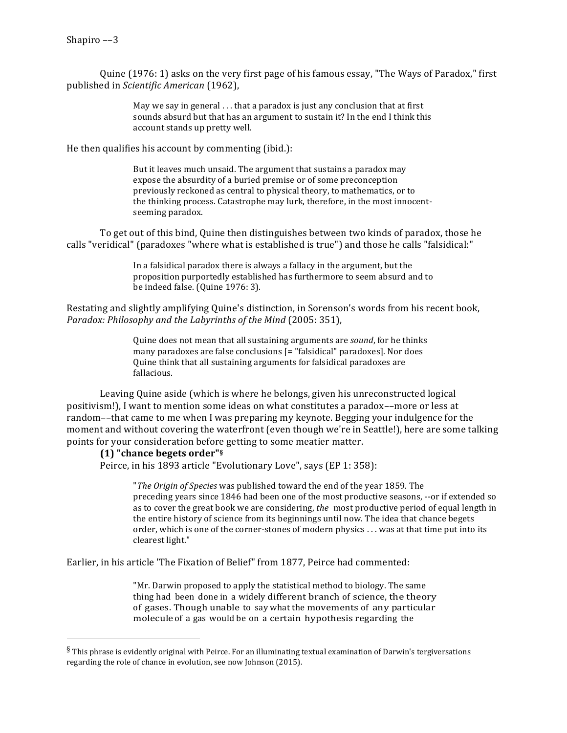Quine (1976: 1) asks on the very first page of his famous essay, "The Ways of Paradox," first published in *Scientific American* (1962),

> May we say in general . . . that a paradox is just any conclusion that at first sounds absurd but that has an argument to sustain it? In the end I think this account stands up pretty well.

He then qualifies his account by commenting (ibid.):

> But it leaves much unsaid. The argument that sustains a paradox may expose the absurdity of a buried premise or of some preconception previously reckoned as central to physical theory, to mathematics, or to the thinking process. Catastrophe may lurk, therefore, in the most innocent-seeming paradox.

To get out of this bind, Quine then distinguishes between two kinds of paradox, those he calls "veridical" (paradoxes "where what is established is true") and those he calls "falsidical:"

> In a falsidical paradox there is always a fallacy in the argument, but the proposition purportedly established has furthermore to seem absurd and to be indeed false. (Quine 1976: 3).

Restating and slightly amplifying Quine's distinction, in Sorenson's words from his recent book, *Paradox: Philosophy and the Labyrinths of the Mind* (2005: 351),

> Quine does not mean that all sustaining arguments are *sound*, for he thinks many paradoxes are false conclusions [= "falsidical" paradoxes]. Nor does Quine think that all sustaining arguments for falsidical paradoxes are fallacious.

Leaving Quine aside (which is where he belongs, given his unreconstructed logical positivism!), I want to mention some ideas on what constitutes a paradox––more or less at random––that came to me when I was preparing my keynote. Begging your indulgence for the moment and without covering the waterfront (even though we're in Seattle!), here are some talking points for your consideration before getting to some meatier matter.

**(1) "chance begets order"[§]**

Peirce, in his 1893 article "Evolutionary Love", says (EP 1: 358):

> "*The Origin of Species* was published toward the end of the year 1859. The preceding years since 1846 had been one of the most productive seasons, --or if extended so as to cover the great book we are considering, *the* most productive period of equal length in the entire history of science from its beginnings until now. The idea that chance begets order, which is one of the corner-stones of modern physics . . . was at that time put into its clearest light."

Earlier, in his article 'The Fixation of Belief" from 1877, Peirce had commented:

> "Mr. Darwin proposed to apply the statistical method to biology. The same thing had been done in a widely different branch of science, the theory of gases. Though unable to say what the movements of any particular molecule of a gas would be on a certain hypothesis regarding the

---

[§] This phrase is evidently original with Peirce. For an illuminating textual examination of Darwin's tergiversations regarding the role of chance in evolution, see now Johnson (2015).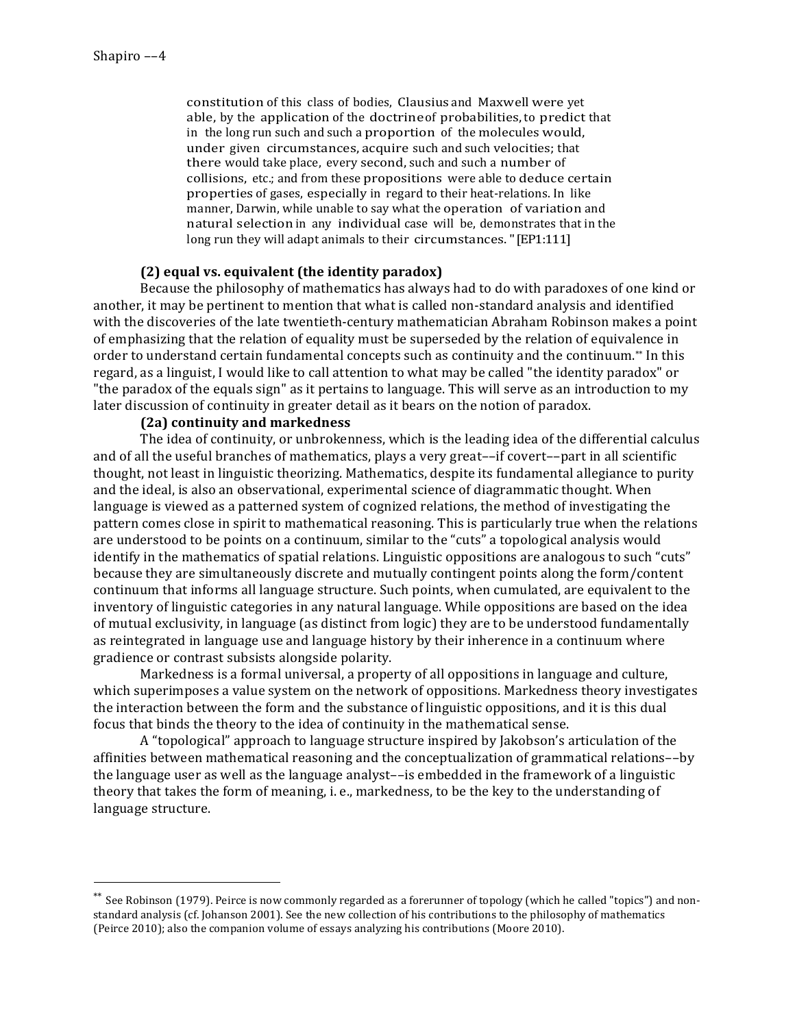> constitution of this class of bodies, Clausius and Maxwell were yet able, by the application of the doctrine of probabilities, to predict that in the long run such and such a proportion of the molecules would, under given circumstances, acquire such and such velocities; that there would take place, every second, such and such a number of collisions, etc.; and from these propositions were able to deduce certain properties of gases, especially in regard to their heat-relations. In like manner, Darwin, while unable to say what the operation of variation and natural selection in any individual case will be, demonstrates that in the long run they will adapt animals to their circumstances. " [EP1:111]

**(2) equal vs. equivalent (the identity paradox)**

Because the philosophy of mathematics has always had to do with paradoxes of one kind or another, it may be pertinent to mention that what is called non-standard analysis and identified with the discoveries of the late twentieth-century mathematician Abraham Robinson makes a point of emphasizing that the relation of equality must be superseded by the relation of equivalence in order to understand certain fundamental concepts such as continuity and the continuum.[**] In this regard, as a linguist, I would like to call attention to what may be called "the identity paradox" or "the paradox of the equals sign" as it pertains to language. This will serve as an introduction to my later discussion of continuity in greater detail as it bears on the notion of paradox.

**(2a) continuity and markedness**

The idea of continuity, or unbrokenness, which is the leading idea of the differential calculus and of all the useful branches of mathematics, plays a very great––if covert––part in all scientific thought, not least in linguistic theorizing. Mathematics, despite its fundamental allegiance to purity and the ideal, is also an observational, experimental science of diagrammatic thought. When language is viewed as a patterned system of cognized relations, the method of investigating the pattern comes close in spirit to mathematical reasoning. This is particularly true when the relations are understood to be points on a continuum, similar to the "cuts" a topological analysis would identify in the mathematics of spatial relations. Linguistic oppositions are analogous to such "cuts" because they are simultaneously discrete and mutually contingent points along the form/content continuum that informs all language structure. Such points, when cumulated, are equivalent to the inventory of linguistic categories in any natural language. While oppositions are based on the idea of mutual exclusivity, in language (as distinct from logic) they are to be understood fundamentally as reintegrated in language use and language history by their inherence in a continuum where gradience or contrast subsists alongside polarity.

Markedness is a formal universal, a property of all oppositions in language and culture, which superimposes a value system on the network of oppositions. Markedness theory investigates the interaction between the form and the substance of linguistic oppositions, and it is this dual focus that binds the theory to the idea of continuity in the mathematical sense.

A "topological" approach to language structure inspired by Jakobson's articulation of the affinities between mathematical reasoning and the conceptualization of grammatical relations––by the language user as well as the language analyst––is embedded in the framework of a linguistic theory that takes the form of meaning, i. e., markedness, to be the key to the understanding of language structure.

---

[**] See Robinson (1979). Peirce is now commonly regarded as a forerunner of topology (which he called "topics") and non-standard analysis (cf. Johanson 2001). See the new collection of his contributions to the philosophy of mathematics (Peirce 2010); also the companion volume of essays analyzing his contributions (Moore 2010).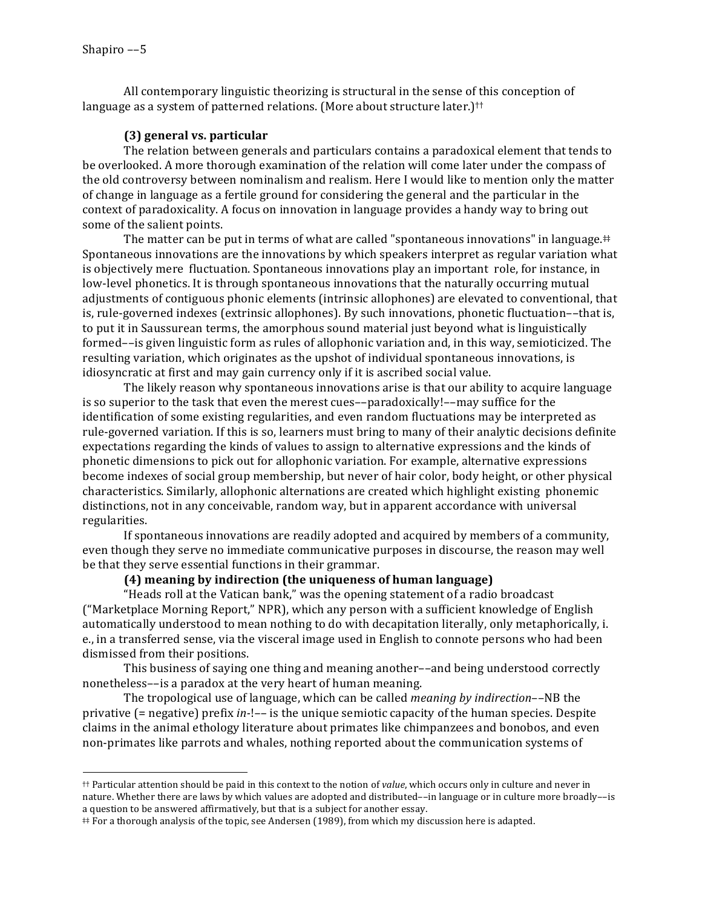All contemporary linguistic theorizing is structural in the sense of this conception of language as a system of patterned relations. (More about structure later.)[††]

**(3) general vs. particular**

The relation between generals and particulars contains a paradoxical element that tends to be overlooked. A more thorough examination of the relation will come later under the compass of the old controversy between nominalism and realism. Here I would like to mention only the matter of change in language as a fertile ground for considering the general and the particular in the context of paradoxicality. A focus on innovation in language provides a handy way to bring out some of the salient points.

The matter can be put in terms of what are called "spontaneous innovations" in language.[‡‡] Spontaneous innovations are the innovations by which speakers interpret as regular variation what is objectively mere fluctuation. Spontaneous innovations play an important role, for instance, in low-level phonetics. It is through spontaneous innovations that the naturally occurring mutual adjustments of contiguous phonic elements (intrinsic allophones) are elevated to conventional, that is, rule-governed indexes (extrinsic allophones). By such innovations, phonetic fluctuation––that is, to put it in Saussurean terms, the amorphous sound material just beyond what is linguistically formed––is given linguistic form as rules of allophonic variation and, in this way, semioticized. The resulting variation, which originates as the upshot of individual spontaneous innovations, is idiosyncratic at first and may gain currency only if it is ascribed social value.

The likely reason why spontaneous innovations arise is that our ability to acquire language is so superior to the task that even the merest cues––paradoxically!––may suffice for the identification of some existing regularities, and even random fluctuations may be interpreted as rule-governed variation. If this is so, learners must bring to many of their analytic decisions definite expectations regarding the kinds of values to assign to alternative expressions and the kinds of phonetic dimensions to pick out for allophonic variation. For example, alternative expressions become indexes of social group membership, but never of hair color, body height, or other physical characteristics. Similarly, allophonic alternations are created which highlight existing phonemic distinctions, not in any conceivable, random way, but in apparent accordance with universal regularities.

If spontaneous innovations are readily adopted and acquired by members of a community, even though they serve no immediate communicative purposes in discourse, the reason may well be that they serve essential functions in their grammar.

**(4) meaning by indirection (the uniqueness of human language)**

"Heads roll at the Vatican bank," was the opening statement of a radio broadcast ("Marketplace Morning Report," NPR), which any person with a sufficient knowledge of English automatically understood to mean nothing to do with decapitation literally, only metaphorically, i. e., in a transferred sense, via the visceral image used in English to connote persons who had been dismissed from their positions.

This business of saying one thing and meaning another––and being understood correctly nonetheless––is a paradox at the very heart of human meaning.

The tropological use of language, which can be called *meaning by indirection*––NB the privative (= negative) prefix *in-*!–– is the unique semiotic capacity of the human species. Despite claims in the animal ethology literature about primates like chimpanzees and bonobos, and even non-primates like parrots and whales, nothing reported about the communication systems of

---

[††] Particular attention should be paid in this context to the notion of *value*, which occurs only in culture and never in nature. Whether there are laws by which values are adopted and distributed––in language or in culture more broadly––is a question to be answered affirmatively, but that is a subject for another essay.

[‡‡] For a thorough analysis of the topic, see Andersen (1989), from which my discussion here is adapted.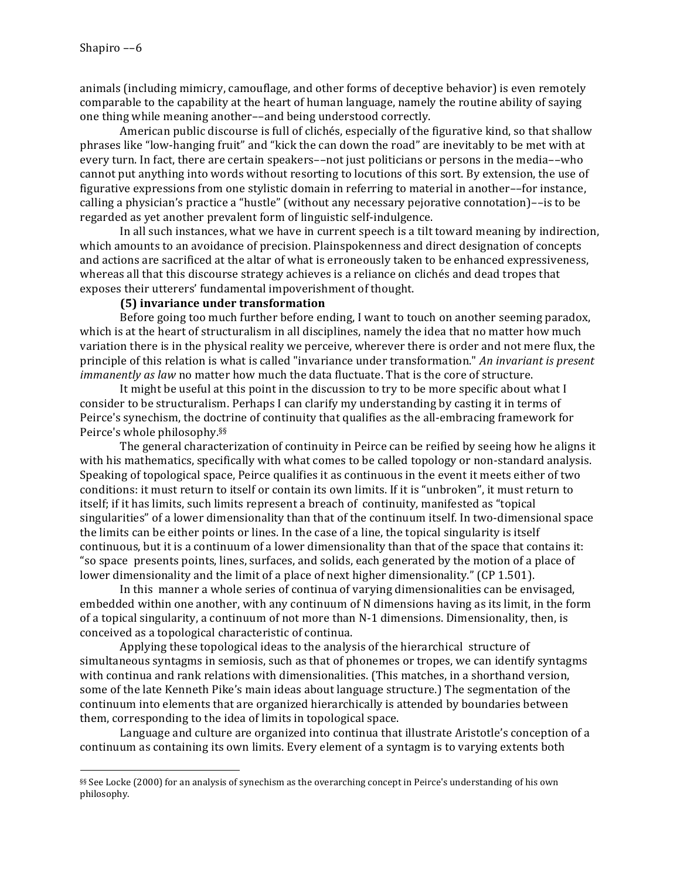animals (including mimicry, camouflage, and other forms of deceptive behavior) is even remotely comparable to the capability at the heart of human language, namely the routine ability of saying one thing while meaning another––and being understood correctly.

American public discourse is full of clichés, especially of the figurative kind, so that shallow phrases like "low-hanging fruit" and "kick the can down the road" are inevitably to be met with at every turn. In fact, there are certain speakers––not just politicians or persons in the media––who cannot put anything into words without resorting to locutions of this sort. By extension, the use of figurative expressions from one stylistic domain in referring to material in another––for instance, calling a physician's practice a "hustle" (without any necessary pejorative connotation)––is to be regarded as yet another prevalent form of linguistic self-indulgence.

In all such instances, what we have in current speech is a tilt toward meaning by indirection, which amounts to an avoidance of precision. Plainspokenness and direct designation of concepts and actions are sacrificed at the altar of what is erroneously taken to be enhanced expressiveness, whereas all that this discourse strategy achieves is a reliance on clichés and dead tropes that exposes their utterers' fundamental impoverishment of thought.

**(5) invariance under transformation**

Before going too much further before ending, I want to touch on another seeming paradox, which is at the heart of structuralism in all disciplines, namely the idea that no matter how much variation there is in the physical reality we perceive, wherever there is order and not mere flux, the principle of this relation is what is called "invariance under transformation." *An invariant is present immanently as law* no matter how much the data fluctuate. That is the core of structure.

It might be useful at this point in the discussion to try to be more specific about what I consider to be structuralism. Perhaps I can clarify my understanding by casting it in terms of Peirce's synechism, the doctrine of continuity that qualifies as the all-embracing framework for Peirce's whole philosophy.[§§]

The general characterization of continuity in Peirce can be reified by seeing how he aligns it with his mathematics, specifically with what comes to be called topology or non-standard analysis. Speaking of topological space, Peirce qualifies it as continuous in the event it meets either of two conditions: it must return to itself or contain its own limits. If it is "unbroken", it must return to itself; if it has limits, such limits represent a breach of continuity, manifested as "topical singularities" of a lower dimensionality than that of the continuum itself. In two-dimensional space the limits can be either points or lines. In the case of a line, the topical singularity is itself continuous, but it is a continuum of a lower dimensionality than that of the space that contains it: "so space presents points, lines, surfaces, and solids, each generated by the motion of a place of lower dimensionality and the limit of a place of next higher dimensionality." (CP 1.501).

In this manner a whole series of continua of varying dimensionalities can be envisaged, embedded within one another, with any continuum of N dimensions having as its limit, in the form of a topical singularity, a continuum of not more than N-1 dimensions. Dimensionality, then, is conceived as a topological characteristic of continua.

Applying these topological ideas to the analysis of the hierarchical structure of simultaneous syntagms in semiosis, such as that of phonemes or tropes, we can identify syntagms with continua and rank relations with dimensionalities. (This matches, in a shorthand version, some of the late Kenneth Pike's main ideas about language structure.) The segmentation of the continuum into elements that are organized hierarchically is attended by boundaries between them, corresponding to the idea of limits in topological space.

Language and culture are organized into continua that illustrate Aristotle's conception of a continuum as containing its own limits. Every element of a syntagm is to varying extents both

---

[§§] See Locke (2000) for an analysis of synechism as the overarching concept in Peirce's understanding of his own philosophy.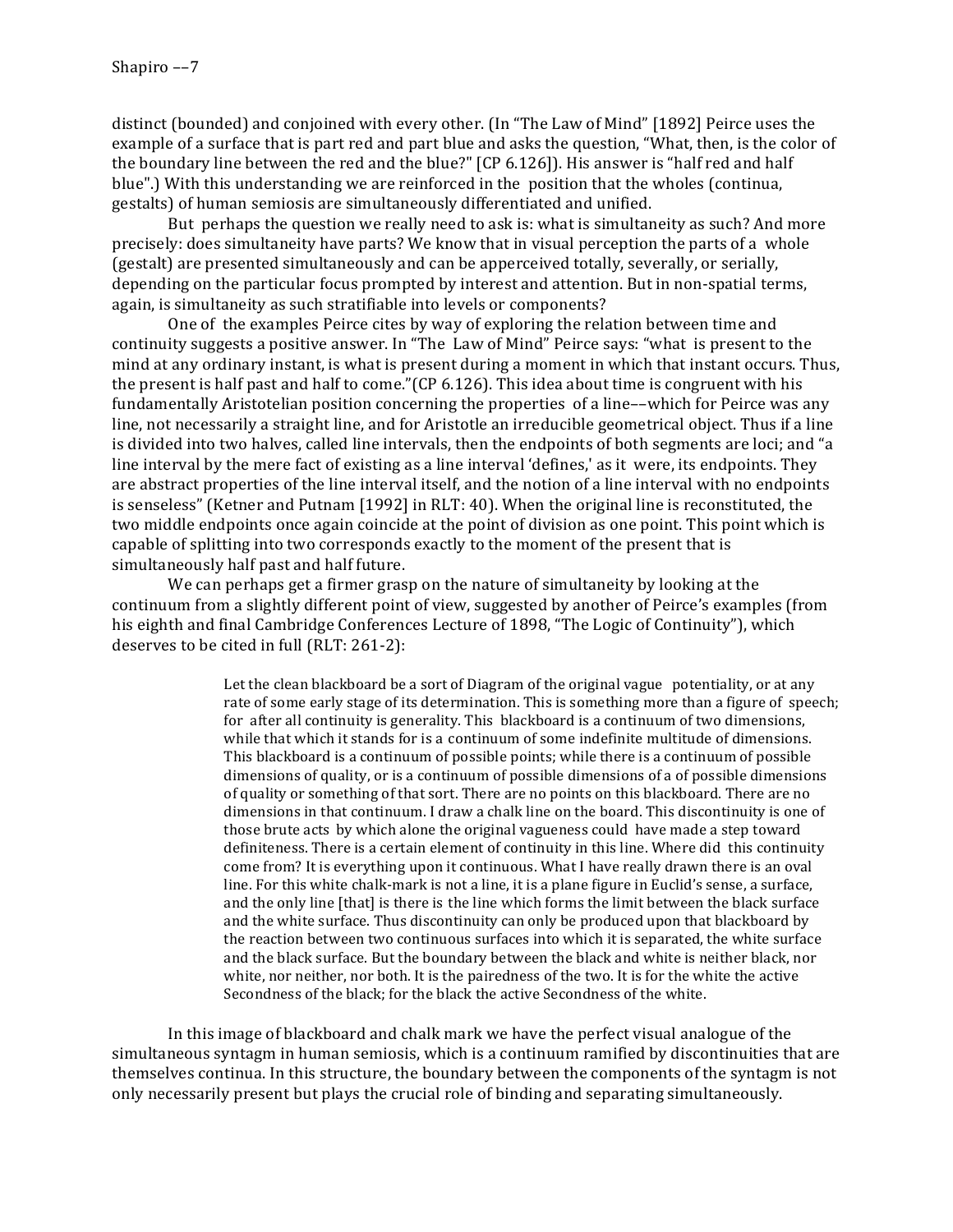distinct (bounded) and conjoined with every other. (In "The Law of Mind" [1892] Peirce uses the example of a surface that is part red and part blue and asks the question, "What, then, is the color of the boundary line between the red and the blue?" [CP 6.126]). His answer is "half red and half blue".) With this understanding we are reinforced in the position that the wholes (continua, gestalts) of human semiosis are simultaneously differentiated and unified.

But perhaps the question we really need to ask is: what is simultaneity as such? And more precisely: does simultaneity have parts? We know that in visual perception the parts of a whole (gestalt) are presented simultaneously and can be apperceived totally, severally, or serially, depending on the particular focus prompted by interest and attention. But in non-spatial terms, again, is simultaneity as such stratifiable into levels or components?

One of the examples Peirce cites by way of exploring the relation between time and continuity suggests a positive answer. In "The Law of Mind" Peirce says: "what is present to the mind at any ordinary instant, is what is present during a moment in which that instant occurs. Thus, the present is half past and half to come."(CP 6.126). This idea about time is congruent with his fundamentally Aristotelian position concerning the properties of a line––which for Peirce was any line, not necessarily a straight line, and for Aristotle an irreducible geometrical object. Thus if a line is divided into two halves, called line intervals, then the endpoints of both segments are loci; and "a line interval by the mere fact of existing as a line interval 'defines,' as it were, its endpoints. They are abstract properties of the line interval itself, and the notion of a line interval with no endpoints is senseless" (Ketner and Putnam [1992] in RLT: 40). When the original line is reconstituted, the two middle endpoints once again coincide at the point of division as one point. This point which is capable of splitting into two corresponds exactly to the moment of the present that is simultaneously half past and half future.

We can perhaps get a firmer grasp on the nature of simultaneity by looking at the continuum from a slightly different point of view, suggested by another of Peirce's examples (from his eighth and final Cambridge Conferences Lecture of 1898, "The Logic of Continuity"), which deserves to be cited in full (RLT: 261-2):

> Let the clean blackboard be a sort of Diagram of the original vague potentiality, or at any rate of some early stage of its determination. This is something more than a figure of speech; for after all continuity is generality. This blackboard is a continuum of two dimensions, while that which it stands for is a continuum of some indefinite multitude of dimensions. This blackboard is a continuum of possible points; while there is a continuum of possible dimensions of quality, or is a continuum of possible dimensions of a of possible dimensions of quality or something of that sort. There are no points on this blackboard. There are no dimensions in that continuum. I draw a chalk line on the board. This discontinuity is one of those brute acts by which alone the original vagueness could have made a step toward definiteness. There is a certain element of continuity in this line. Where did this continuity come from? It is everything upon it continuous. What I have really drawn there is an oval line. For this white chalk-mark is not a line, it is a plane figure in Euclid's sense, a surface, and the only line [that] is there is the line which forms the limit between the black surface and the white surface. Thus discontinuity can only be produced upon that blackboard by the reaction between two continuous surfaces into which it is separated, the white surface and the black surface. But the boundary between the black and white is neither black, nor white, nor neither, nor both. It is the pairedness of the two. It is for the white the active Secondness of the black; for the black the active Secondness of the white.

In this image of blackboard and chalk mark we have the perfect visual analogue of the simultaneous syntagm in human semiosis, which is a continuum ramified by discontinuities that are themselves continua. In this structure, the boundary between the components of the syntagm is not only necessarily present but plays the crucial role of binding and separating simultaneously.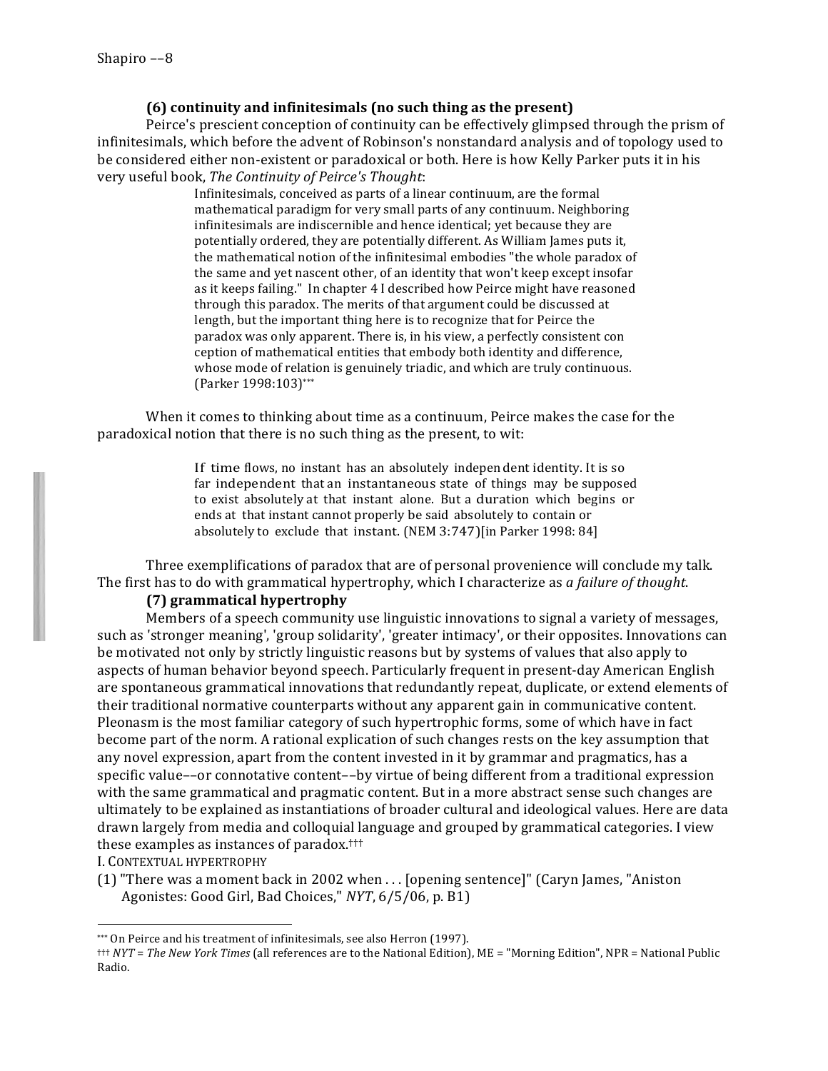### (6) continuity and infinitesimals (no such thing as the present)

Peirce's prescient conception of continuity can be effectively glimpsed through the prism of infinitesimals, which before the advent of Robinson's nonstandard analysis and of topology used to be considered either non-existent or paradoxical or both. Here is how Kelly Parker puts it in his very useful book, *The Continuity of Peirce's Thought*:

> Infinitesimals, conceived as parts of a linear continuum, are the formal mathematical paradigm for very small parts of any continuum. Neighboring infinitesimals are indiscernible and hence identical; yet because they are potentially ordered, they are potentially different. As William James puts it, the mathematical notion of the infinitesimal embodies "the whole paradox of the same and yet nascent other, of an identity that won't keep except insofar as it keeps failing." In chapter 4 I described how Peirce might have reasoned through this paradox. The merits of that argument could be discussed at length, but the important thing here is to recognize that for Peirce the paradox was only apparent. There is, in his view, a perfectly consistent con ception of mathematical entities that embody both identity and difference, whose mode of relation is genuinely triadic, and which are truly continuous. (Parker 1998:103)[\*\*\*]

When it comes to thinking about time as a continuum, Peirce makes the case for the paradoxical notion that there is no such thing as the present, to wit:

> If time flows, no instant has an absolutely indepen dent identity. It is so far independent that an instantaneous state of things may be supposed to exist absolutely at that instant alone. But a duration which begins or ends at that instant cannot properly be said absolutely to contain or absolutely to exclude that instant. (NEM 3:747)[in Parker 1998: 84]

Three exemplifications of paradox that are of personal provenience will conclude my talk. The first has to do with grammatical hypertrophy, which I characterize as *a failure of thought*.

### (7) grammatical hypertrophy

Members of a speech community use linguistic innovations to signal a variety of messages, such as 'stronger meaning', 'group solidarity', 'greater intimacy', or their opposites. Innovations can be motivated not only by strictly linguistic reasons but by systems of values that also apply to aspects of human behavior beyond speech. Particularly frequent in present-day American English are spontaneous grammatical innovations that redundantly repeat, duplicate, or extend elements of their traditional normative counterparts without any apparent gain in communicative content. Pleonasm is the most familiar category of such hypertrophic forms, some of which have in fact become part of the norm. A rational explication of such changes rests on the key assumption that any novel expression, apart from the content invested in it by grammar and pragmatics, has a specific value––or connotative content––by virtue of being different from a traditional expression with the same grammatical and pragmatic content. But in a more abstract sense such changes are ultimately to be explained as instantiations of broader cultural and ideological values. Here are data drawn largely from media and colloquial language and grouped by grammatical categories. I view these examples as instances of paradox.[†††]

I. CONTEXTUAL HYPERTROPHY

(1) "There was a moment back in 2002 when . . . [opening sentence]" (Caryn James, "Aniston Agonistes: Good Girl, Bad Choices," *NYT*, 6/5/06, p. B1)

---

[\*\*\*] On Peirce and his treatment of infinitesimals, see also Herron (1997).

[†††] *NYT* = *The New York Times* (all references are to the National Edition), ME = "Morning Edition", NPR = National Public Radio.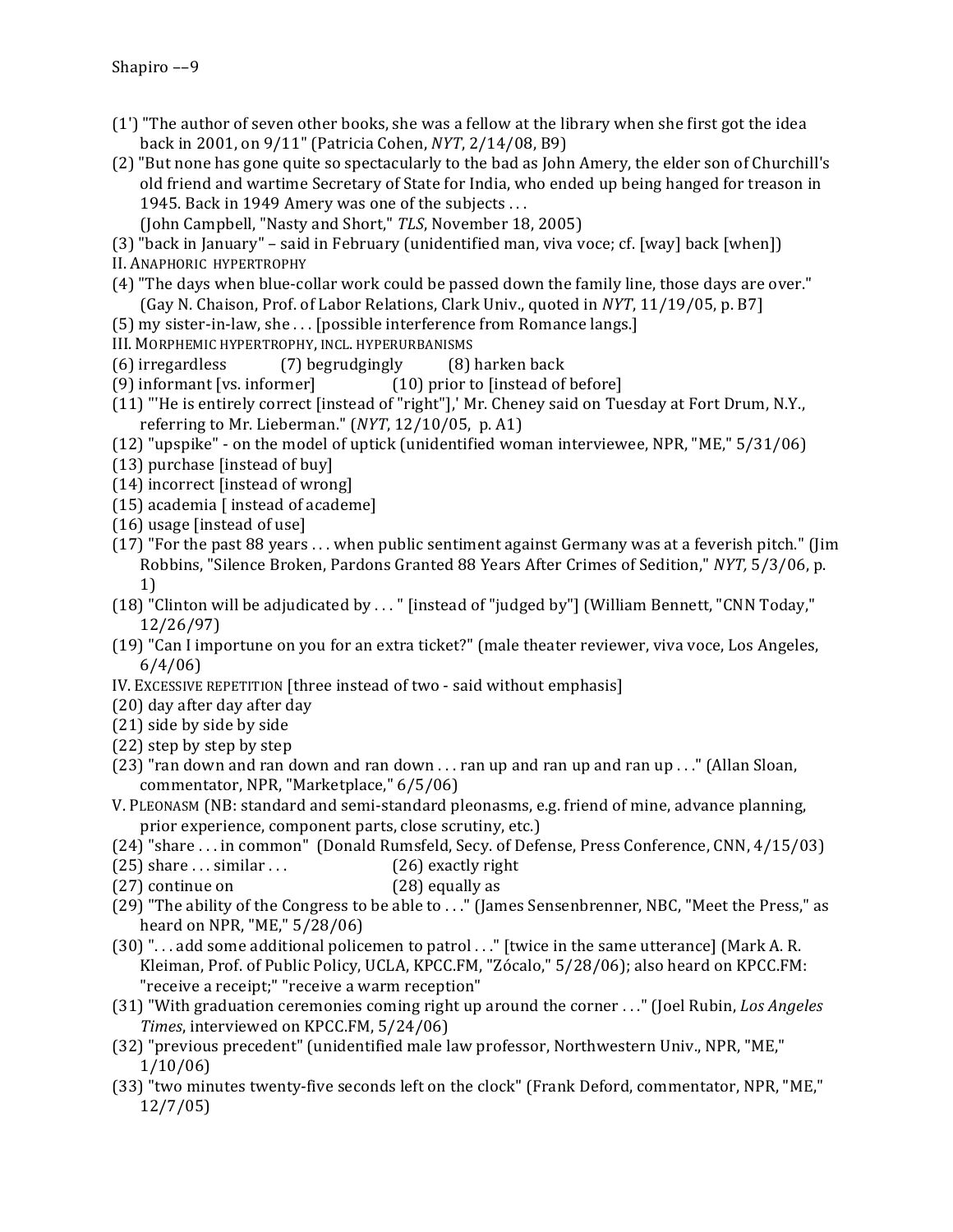(1') "The author of seven other books, she was a fellow at the library when she first got the idea back in 2001, on 9/11" (Patricia Cohen, *NYT*, 2/14/08, B9)

(2) "But none has gone quite so spectacularly to the bad as John Amery, the elder son of Churchill's old friend and wartime Secretary of State for India, who ended up being hanged for treason in 1945. Back in 1949 Amery was one of the subjects . . .
(John Campbell, "Nasty and Short," *TLS*, November 18, 2005)

(3) "back in January" – said in February (unidentified man, viva voce; cf. [way] back [when])

II. ANAPHORIC HYPERTROPHY

(4) "The days when blue-collar work could be passed down the family line, those days are over." (Gay N. Chaison, Prof. of Labor Relations, Clark Univ., quoted in *NYT*, 11/19/05, p. B7]

(5) my sister-in-law, she . . . [possible interference from Romance langs.]

III. MORPHEMIC HYPERTROPHY, INCL. HYPERURBANISMS

(6) irregardless (7) begrudgingly (8) harken back

(9) informant [vs. informer] (10) prior to [instead of before]

(11) "'He is entirely correct [instead of "right"],' Mr. Cheney said on Tuesday at Fort Drum, N.Y., referring to Mr. Lieberman." (*NYT*, 12/10/05, p. A1)

(12) "upspike" - on the model of uptick (unidentified woman interviewee, NPR, "ME," 5/31/06)

(13) purchase [instead of buy]

(14) incorrect [instead of wrong]

(15) academia [ instead of academe]

(16) usage [instead of use]

(17) "For the past 88 years . . . when public sentiment against Germany was at a feverish pitch." (Jim Robbins, "Silence Broken, Pardons Granted 88 Years After Crimes of Sedition," *NYT,* 5/3/06, p. 1)

(18) "Clinton will be adjudicated by . . . " [instead of "judged by"] (William Bennett, "CNN Today," 12/26/97)

(19) "Can I importune on you for an extra ticket?" (male theater reviewer, viva voce, Los Angeles, 6/4/06)

IV. EXCESSIVE REPETITION [three instead of two - said without emphasis]

(20) day after day after day

(21) side by side by side

(22) step by step by step

(23) "ran down and ran down and ran down . . . ran up and ran up and ran up . . ." (Allan Sloan, commentator, NPR, "Marketplace," 6/5/06)

V. PLEONASM (NB: standard and semi-standard pleonasms, e.g. friend of mine, advance planning, prior experience, component parts, close scrutiny, etc.)

(24) "share . . . in common" (Donald Rumsfeld, Secy. of Defense, Press Conference, CNN, 4/15/03)

(25) share . . . similar . . . (26) exactly right

(27) continue on (28) equally as

(29) "The ability of the Congress to be able to . . ." (James Sensenbrenner, NBC, "Meet the Press," as heard on NPR, "ME," 5/28/06)

(30) ". . . add some additional policemen to patrol . . ." [twice in the same utterance] (Mark A. R. Kleiman, Prof. of Public Policy, UCLA, KPCC.FM, "Zócalo," 5/28/06); also heard on KPCC.FM: "receive a receipt;" "receive a warm reception"

(31) "With graduation ceremonies coming right up around the corner . . ." (Joel Rubin, *Los Angeles Times*, interviewed on KPCC.FM, 5/24/06)

(32) "previous precedent" (unidentified male law professor, Northwestern Univ., NPR, "ME," 1/10/06)

(33) "two minutes twenty-five seconds left on the clock" (Frank Deford, commentator, NPR, "ME," 12/7/05)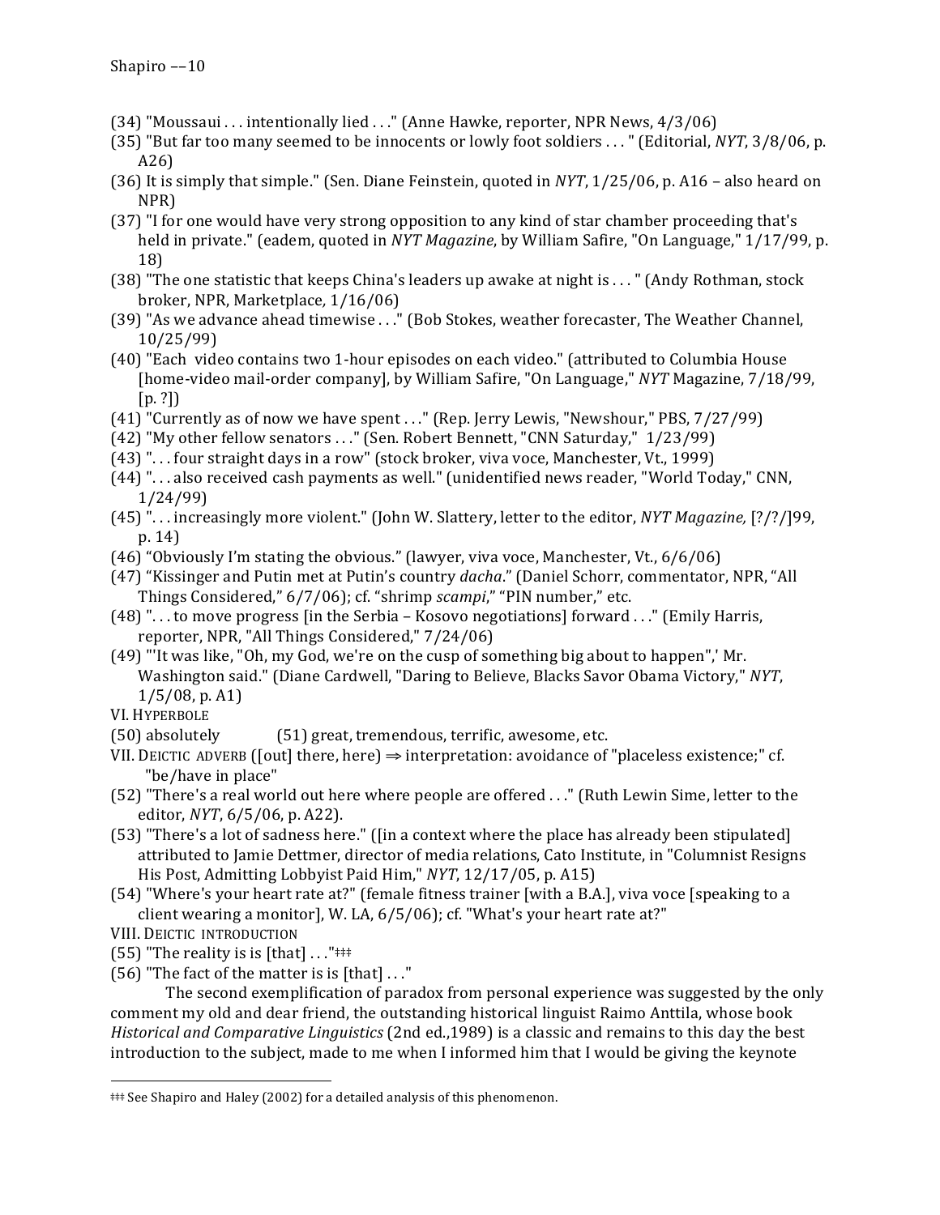(34) "Moussaui . . . intentionally lied . . ." (Anne Hawke, reporter, NPR News, 4/3/06)

(35) "But far too many seemed to be innocents or lowly foot soldiers . . . " (Editorial, *NYT*, 3/8/06, p. A26)

(36) It is simply that simple." (Sen. Diane Feinstein, quoted in *NYT*, 1/25/06, p. A16 – also heard on NPR)

(37) "I for one would have very strong opposition to any kind of star chamber proceeding that's held in private." (eadem, quoted in *NYT Magazine*, by William Safire, "On Language," 1/17/99, p. 18)

(38) "The one statistic that keeps China's leaders up awake at night is . . . " (Andy Rothman, stock broker, NPR, Marketplace, 1/16/06)

(39) "As we advance ahead timewise . . ." (Bob Stokes, weather forecaster, The Weather Channel, 10/25/99)

(40) "Each video contains two 1-hour episodes on each video." (attributed to Columbia House [home-video mail-order company], by William Safire, "On Language," *NYT* Magazine, 7/18/99, [p. ?])

(41) "Currently as of now we have spent . . ." (Rep. Jerry Lewis, "Newshour," PBS, 7/27/99)

(42) "My other fellow senators . . ." (Sen. Robert Bennett, "CNN Saturday," 1/23/99)

(43) ". . . four straight days in a row" (stock broker, viva voce, Manchester, Vt., 1999)

(44) ". . . also received cash payments as well." (unidentified news reader, "World Today," CNN, 1/24/99)

(45) ". . . increasingly more violent." (John W. Slattery, letter to the editor, *NYT Magazine,* [?/?/]99, p. 14)

(46) "Obviously I'm stating the obvious." (lawyer, viva voce, Manchester, Vt., 6/6/06)

(47) "Kissinger and Putin met at Putin's country *dacha*." (Daniel Schorr, commentator, NPR, "All Things Considered," 6/7/06); cf. "shrimp *scampi*," "PIN number," etc.

(48) ". . . to move progress [in the Serbia – Kosovo negotiations] forward . . ." (Emily Harris, reporter, NPR, "All Things Considered," 7/24/06)

(49) "'It was like, "Oh, my God, we're on the cusp of something big about to happen",' Mr. Washington said." (Diane Cardwell, "Daring to Believe, Blacks Savor Obama Victory," *NYT*, 1/5/08, p. A1)

VI. HYPERBOLE

(50) absolutely (51) great, tremendous, terrific, awesome, etc.

VII. DEICTIC ADVERB ([out] there, here) ⇒ interpretation: avoidance of "placeless existence;" cf. "be/have in place"

(52) "There's a real world out here where people are offered . . ." (Ruth Lewin Sime, letter to the editor, *NYT*, 6/5/06, p. A22).

(53) "There's a lot of sadness here." ([in a context where the place has already been stipulated] attributed to Jamie Dettmer, director of media relations, Cato Institute, in "Columnist Resigns His Post, Admitting Lobbyist Paid Him," *NYT*, 12/17/05, p. A15)

(54) "Where's your heart rate at?" (female fitness trainer [with a B.A.], viva voce [speaking to a client wearing a monitor], W. LA, 6/5/06); cf. "What's your heart rate at?"

VIII. DEICTIC INTRODUCTION

(55) "The reality is is [that] . . ."‡‡‡

(56) "The fact of the matter is is [that] . . ."

The second exemplification of paradox from personal experience was suggested by the only comment my old and dear friend, the outstanding historical linguist Raimo Anttila, whose book *Historical and Comparative Linguistics* (2nd ed.,1989) is a classic and remains to this day the best introduction to the subject, made to me when I informed him that I would be giving the keynote

---

‡‡‡ See Shapiro and Haley (2002) for a detailed analysis of this phenomenon.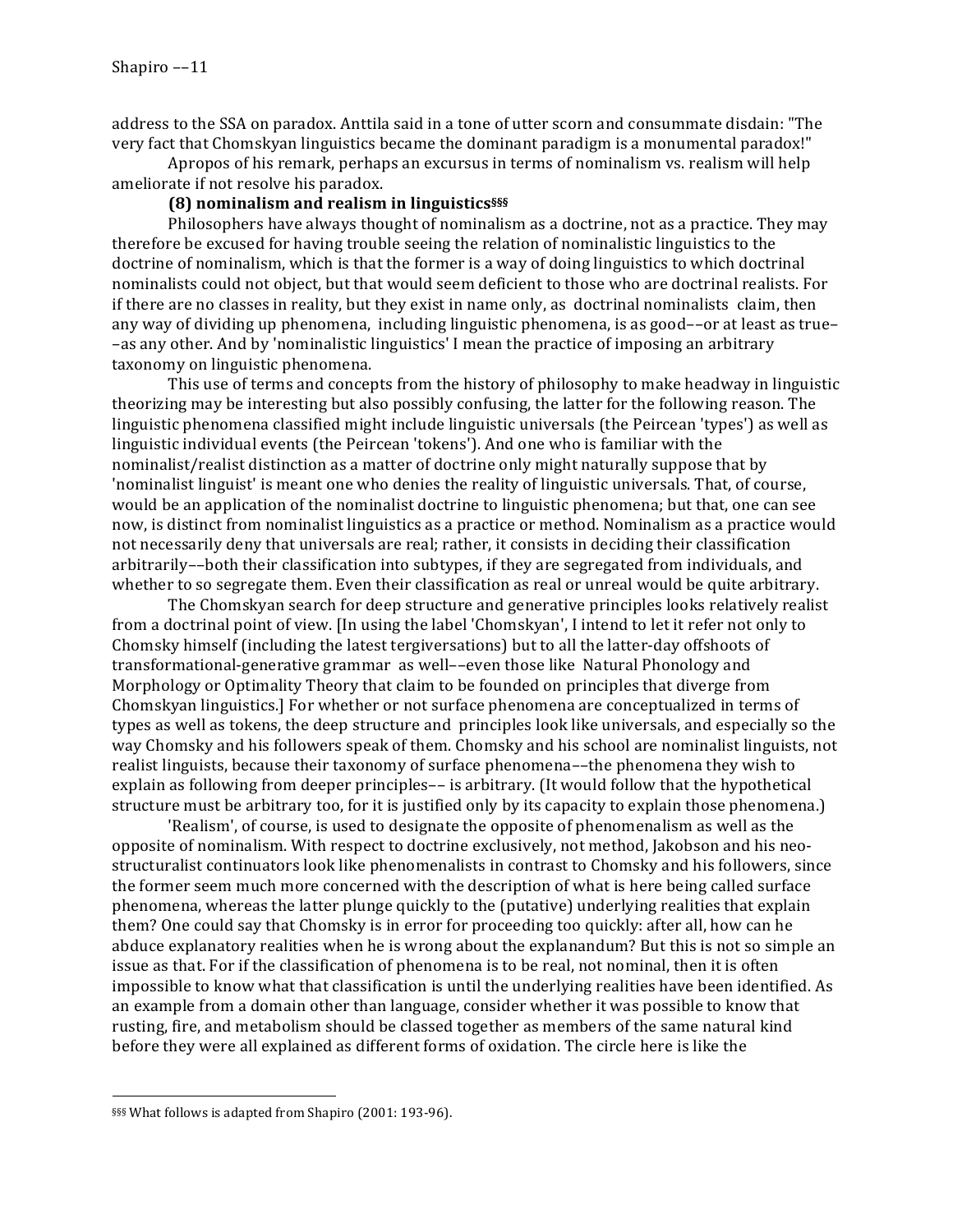address to the SSA on paradox. Anttila said in a tone of utter scorn and consummate disdain: "The very fact that Chomskyan linguistics became the dominant paradigm is a monumental paradox!"

Apropos of his remark, perhaps an excursus in terms of nominalism vs. realism will help ameliorate if not resolve his paradox.

### (8) nominalism and realism in linguistics[§§§]

Philosophers have always thought of nominalism as a doctrine, not as a practice. They may therefore be excused for having trouble seeing the relation of nominalistic linguistics to the doctrine of nominalism, which is that the former is a way of doing linguistics to which doctrinal nominalists could not object, but that would seem deficient to those who are doctrinal realists. For if there are no classes in reality, but they exist in name only, as doctrinal nominalists claim, then any way of dividing up phenomena, including linguistic phenomena, is as good––or at least as true––as any other. And by 'nominalistic linguistics' I mean the practice of imposing an arbitrary taxonomy on linguistic phenomena.

This use of terms and concepts from the history of philosophy to make headway in linguistic theorizing may be interesting but also possibly confusing, the latter for the following reason. The linguistic phenomena classified might include linguistic universals (the Peircean 'types') as well as linguistic individual events (the Peircean 'tokens'). And one who is familiar with the nominalist/realist distinction as a matter of doctrine only might naturally suppose that by 'nominalist linguist' is meant one who denies the reality of linguistic universals. That, of course, would be an application of the nominalist doctrine to linguistic phenomena; but that, one can see now, is distinct from nominalist linguistics as a practice or method. Nominalism as a practice would not necessarily deny that universals are real; rather, it consists in deciding their classification arbitrarily––both their classification into subtypes, if they are segregated from individuals, and whether to so segregate them. Even their classification as real or unreal would be quite arbitrary.

The Chomskyan search for deep structure and generative principles looks relatively realist from a doctrinal point of view. [In using the label 'Chomskyan', I intend to let it refer not only to Chomsky himself (including the latest tergiversations) but to all the latter-day offshoots of transformational-generative grammar as well––even those like Natural Phonology and Morphology or Optimality Theory that claim to be founded on principles that diverge from Chomskyan linguistics.] For whether or not surface phenomena are conceptualized in terms of types as well as tokens, the deep structure and principles look like universals, and especially so the way Chomsky and his followers speak of them. Chomsky and his school are nominalist linguists, not realist linguists, because their taxonomy of surface phenomena––the phenomena they wish to explain as following from deeper principles–– is arbitrary. (It would follow that the hypothetical structure must be arbitrary too, for it is justified only by its capacity to explain those phenomena.)

'Realism', of course, is used to designate the opposite of phenomenalism as well as the opposite of nominalism. With respect to doctrine exclusively, not method, Jakobson and his neo-structuralist continuators look like phenomenalists in contrast to Chomsky and his followers, since the former seem much more concerned with the description of what is here being called surface phenomena, whereas the latter plunge quickly to the (putative) underlying realities that explain them? One could say that Chomsky is in error for proceeding too quickly: after all, how can he abduce explanatory realities when he is wrong about the explanandum? But this is not so simple an issue as that. For if the classification of phenomena is to be real, not nominal, then it is often impossible to know what that classification is until the underlying realities have been identified. As an example from a domain other than language, consider whether it was possible to know that rusting, fire, and metabolism should be classed together as members of the same natural kind before they were all explained as different forms of oxidation. The circle here is like the

---

[§§§] What follows is adapted from Shapiro (2001: 193-96).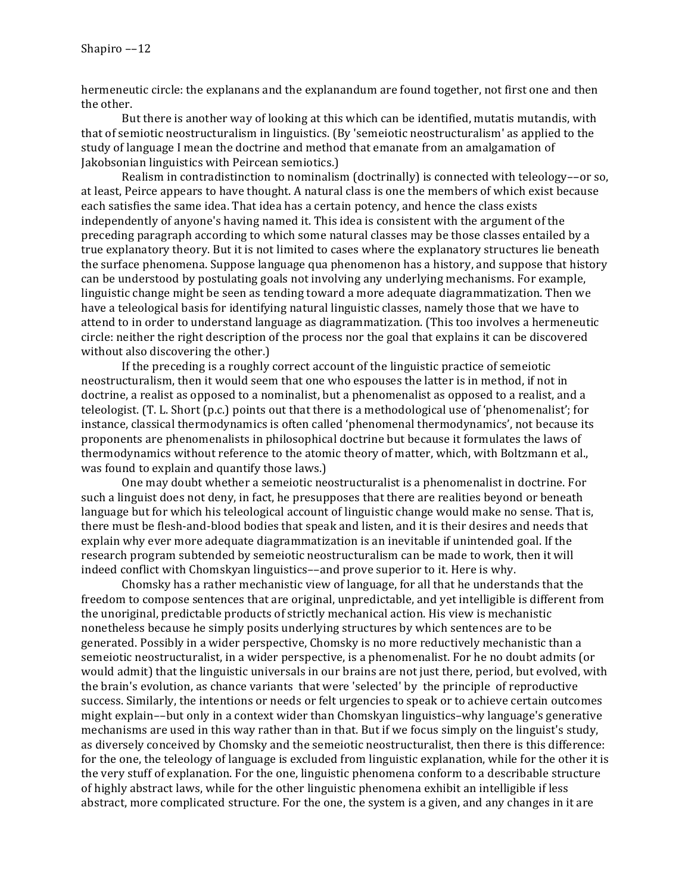hermeneutic circle: the explanans and the explanandum are found together, not first one and then the other.

But there is another way of looking at this which can be identified, mutatis mutandis, with that of semiotic neostructuralism in linguistics. (By 'semeiotic neostructuralism' as applied to the study of language I mean the doctrine and method that emanate from an amalgamation of Jakobsonian linguistics with Peircean semiotics.)

Realism in contradistinction to nominalism (doctrinally) is connected with teleology––or so, at least, Peirce appears to have thought. A natural class is one the members of which exist because each satisfies the same idea. That idea has a certain potency, and hence the class exists independently of anyone's having named it. This idea is consistent with the argument of the preceding paragraph according to which some natural classes may be those classes entailed by a true explanatory theory. But it is not limited to cases where the explanatory structures lie beneath the surface phenomena. Suppose language qua phenomenon has a history, and suppose that history can be understood by postulating goals not involving any underlying mechanisms. For example, linguistic change might be seen as tending toward a more adequate diagrammatization. Then we have a teleological basis for identifying natural linguistic classes, namely those that we have to attend to in order to understand language as diagrammatization. (This too involves a hermeneutic circle: neither the right description of the process nor the goal that explains it can be discovered without also discovering the other.)

If the preceding is a roughly correct account of the linguistic practice of semeiotic neostructuralism, then it would seem that one who espouses the latter is in method, if not in doctrine, a realist as opposed to a nominalist, but a phenomenalist as opposed to a realist, and a teleologist. (T. L. Short (p.c.) points out that there is a methodological use of 'phenomenalist'; for instance, classical thermodynamics is often called 'phenomenal thermodynamics', not because its proponents are phenomenalists in philosophical doctrine but because it formulates the laws of thermodynamics without reference to the atomic theory of matter, which, with Boltzmann et al., was found to explain and quantify those laws.)

One may doubt whether a semeiotic neostructuralist is a phenomenalist in doctrine. For such a linguist does not deny, in fact, he presupposes that there are realities beyond or beneath language but for which his teleological account of linguistic change would make no sense. That is, there must be flesh-and-blood bodies that speak and listen, and it is their desires and needs that explain why ever more adequate diagrammatization is an inevitable if unintended goal. If the research program subtended by semeiotic neostructuralism can be made to work, then it will indeed conflict with Chomskyan linguistics––and prove superior to it. Here is why.

Chomsky has a rather mechanistic view of language, for all that he understands that the freedom to compose sentences that are original, unpredictable, and yet intelligible is different from the unoriginal, predictable products of strictly mechanical action. His view is mechanistic nonetheless because he simply posits underlying structures by which sentences are to be generated. Possibly in a wider perspective, Chomsky is no more reductively mechanistic than a semeiotic neostructuralist, in a wider perspective, is a phenomenalist. For he no doubt admits (or would admit) that the linguistic universals in our brains are not just there, period, but evolved, with the brain's evolution, as chance variants that were 'selected' by the principle of reproductive success. Similarly, the intentions or needs or felt urgencies to speak or to achieve certain outcomes might explain––but only in a context wider than Chomskyan linguistics–why language's generative mechanisms are used in this way rather than in that. But if we focus simply on the linguist's study, as diversely conceived by Chomsky and the semeiotic neostructuralist, then there is this difference: for the one, the teleology of language is excluded from linguistic explanation, while for the other it is the very stuff of explanation. For the one, linguistic phenomena conform to a describable structure of highly abstract laws, while for the other linguistic phenomena exhibit an intelligible if less abstract, more complicated structure. For the one, the system is a given, and any changes in it are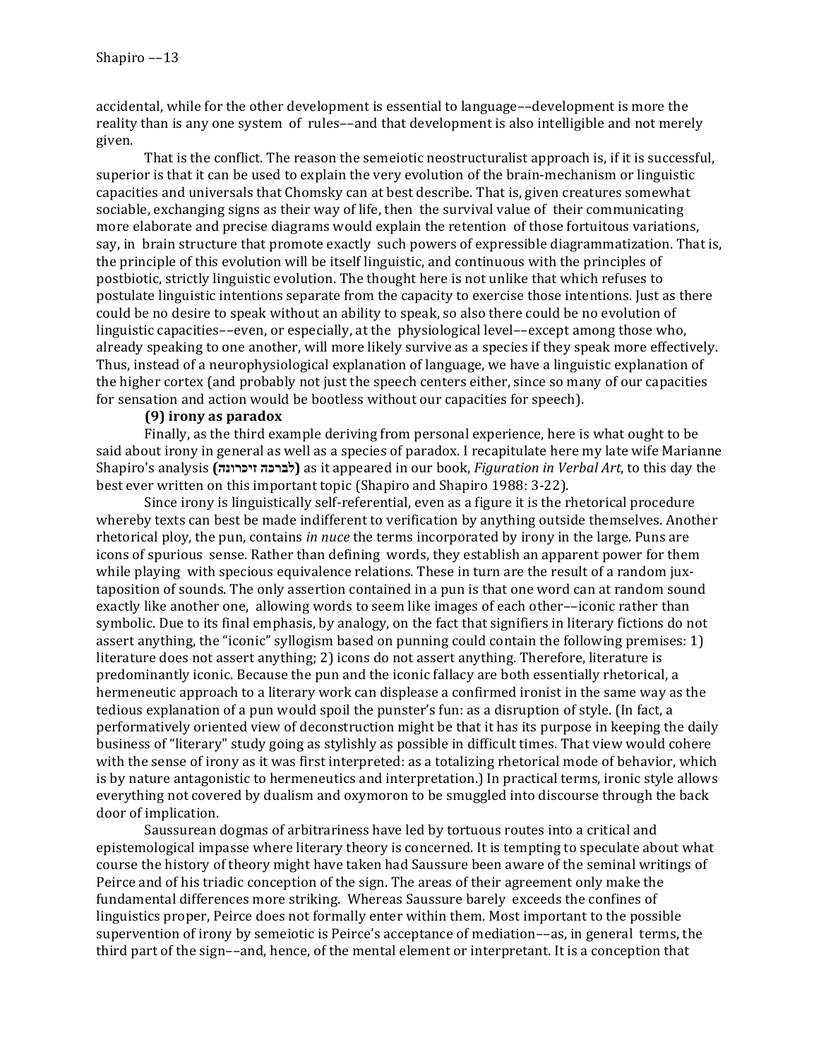accidental, while for the other development is essential to language––development is more the reality than is any one system of rules––and that development is also intelligible and not merely given.

That is the conflict. The reason the semeiotic neostructuralist approach is, if it is successful, superior is that it can be used to explain the very evolution of the brain-mechanism or linguistic capacities and universals that Chomsky can at best describe. That is, given creatures somewhat sociable, exchanging signs as their way of life, then the survival value of their communicating more elaborate and precise diagrams would explain the retention of those fortuitous variations, say, in brain structure that promote exactly such powers of expressible diagrammatization. That is, the principle of this evolution will be itself linguistic, and continuous with the principles of postbiotic, strictly linguistic evolution. The thought here is not unlike that which refuses to postulate linguistic intentions separate from the capacity to exercise those intentions. Just as there could be no desire to speak without an ability to speak, so also there could be no evolution of linguistic capacities––even, or especially, at the physiological level––except among those who, already speaking to one another, will more likely survive as a species if they speak more effectively. Thus, instead of a neurophysiological explanation of language, we have a linguistic explanation of the higher cortex (and probably not just the speech centers either, since so many of our capacities for sensation and action would be bootless without our capacities for speech).

**(9) irony as paradox**

Finally, as the third example deriving from personal experience, here is what ought to be said about irony in general as well as a species of paradox. I recapitulate here my late wife Marianne Shapiro's analysis **(לברכה זיכרונה)** as it appeared in our book, *Figuration in Verbal Art*, to this day the best ever written on this important topic (Shapiro and Shapiro 1988: 3-22).

Since irony is linguistically self-referential, even as a figure it is the rhetorical procedure whereby texts can best be made indifferent to verification by anything outside themselves. Another rhetorical ploy, the pun, contains *in nuce* the terms incorporated by irony in the large. Puns are icons of spurious sense. Rather than defining words, they establish an apparent power for them while playing with specious equivalence relations. These in turn are the result of a random juxtaposition of sounds. The only assertion contained in a pun is that one word can at random sound exactly like another one, allowing words to seem like images of each other––iconic rather than symbolic. Due to its final emphasis, by analogy, on the fact that signifiers in literary fictions do not assert anything, the "iconic" syllogism based on punning could contain the following premises: 1) literature does not assert anything; 2) icons do not assert anything. Therefore, literature is predominantly iconic. Because the pun and the iconic fallacy are both essentially rhetorical, a hermeneutic approach to a literary work can displease a confirmed ironist in the same way as the tedious explanation of a pun would spoil the punster's fun: as a disruption of style. (In fact, a performatively oriented view of deconstruction might be that it has its purpose in keeping the daily business of "literary" study going as stylishly as possible in difficult times. That view would cohere with the sense of irony as it was first interpreted: as a totalizing rhetorical mode of behavior, which is by nature antagonistic to hermeneutics and interpretation.) In practical terms, ironic style allows everything not covered by dualism and oxymoron to be smuggled into discourse through the back door of implication.

Saussurean dogmas of arbitrariness have led by tortuous routes into a critical and epistemological impasse where literary theory is concerned. It is tempting to speculate about what course the history of theory might have taken had Saussure been aware of the seminal writings of Peirce and of his triadic conception of the sign. The areas of their agreement only make the fundamental differences more striking. Whereas Saussure barely exceeds the confines of linguistics proper, Peirce does not formally enter within them. Most important to the possible supervention of irony by semeiotic is Peirce's acceptance of mediation––as, in general terms, the third part of the sign––and, hence, of the mental element or interpretant. It is a conception that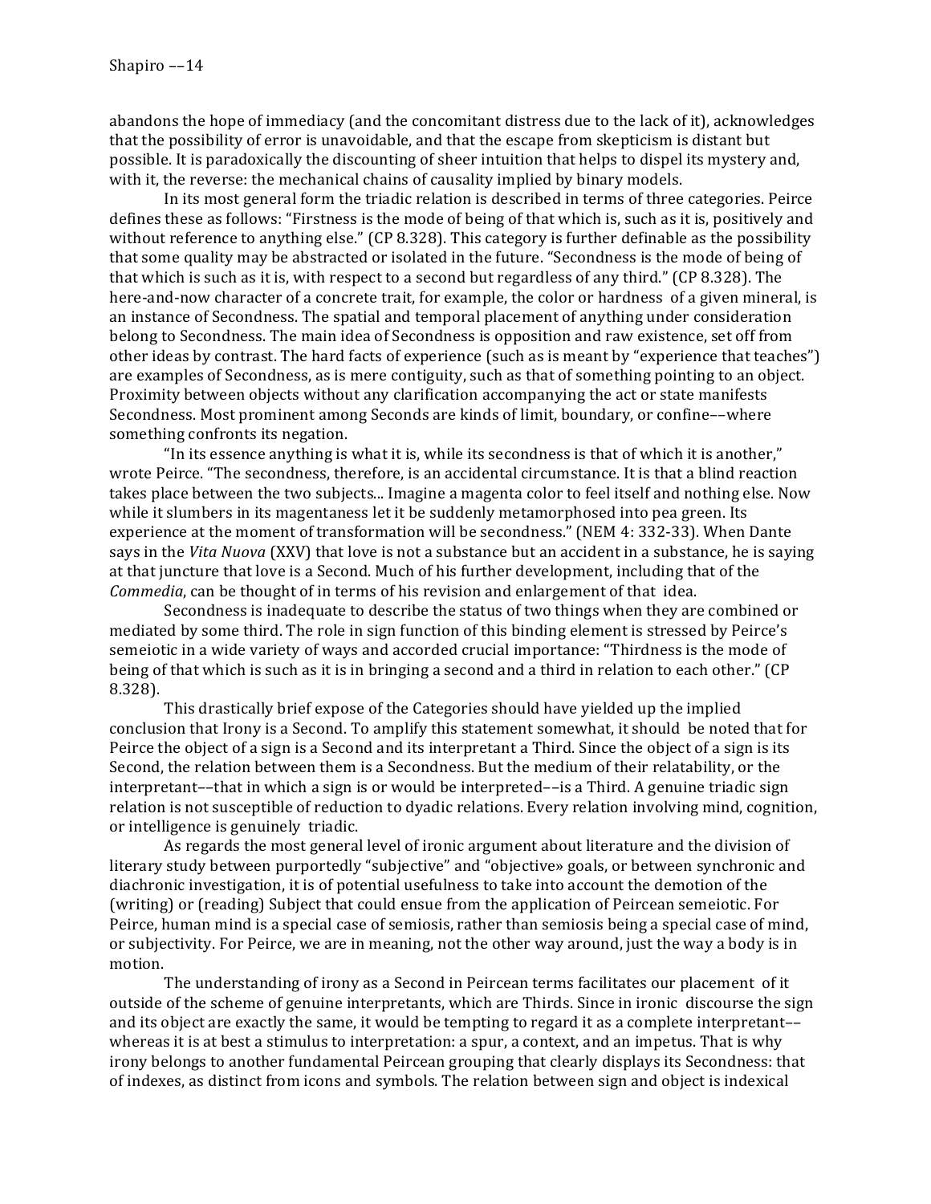abandons the hope of immediacy (and the concomitant distress due to the lack of it), acknowledges that the possibility of error is unavoidable, and that the escape from skepticism is distant but possible. It is paradoxically the discounting of sheer intuition that helps to dispel its mystery and, with it, the reverse: the mechanical chains of causality implied by binary models.

In its most general form the triadic relation is described in terms of three categories. Peirce defines these as follows: "Firstness is the mode of being of that which is, such as it is, positively and without reference to anything else." (CP 8.328). This category is further definable as the possibility that some quality may be abstracted or isolated in the future. "Secondness is the mode of being of that which is such as it is, with respect to a second but regardless of any third." (CP 8.328). The here-and-now character of a concrete trait, for example, the color or hardness of a given mineral, is an instance of Secondness. The spatial and temporal placement of anything under consideration belong to Secondness. The main idea of Secondness is opposition and raw existence, set off from other ideas by contrast. The hard facts of experience (such as is meant by "experience that teaches") are examples of Secondness, as is mere contiguity, such as that of something pointing to an object. Proximity between objects without any clarification accompanying the act or state manifests Secondness. Most prominent among Seconds are kinds of limit, boundary, or confine––where something confronts its negation.

"In its essence anything is what it is, while its secondness is that of which it is another," wrote Peirce. "The secondness, therefore, is an accidental circumstance. It is that a blind reaction takes place between the two subjects... Imagine a magenta color to feel itself and nothing else. Now while it slumbers in its magentaness let it be suddenly metamorphosed into pea green. Its experience at the moment of transformation will be secondness." (NEM 4: 332-33). When Dante says in the *Vita Nuova* (XXV) that love is not a substance but an accident in a substance, he is saying at that juncture that love is a Second. Much of his further development, including that of the *Commedia*, can be thought of in terms of his revision and enlargement of that idea.

Secondness is inadequate to describe the status of two things when they are combined or mediated by some third. The role in sign function of this binding element is stressed by Peirce's semeiotic in a wide variety of ways and accorded crucial importance: "Thirdness is the mode of being of that which is such as it is in bringing a second and a third in relation to each other." (CP 8.328).

This drastically brief expose of the Categories should have yielded up the implied conclusion that Irony is a Second. To amplify this statement somewhat, it should be noted that for Peirce the object of a sign is a Second and its interpretant a Third. Since the object of a sign is its Second, the relation between them is a Secondness. But the medium of their relatability, or the interpretant––that in which a sign is or would be interpreted––is a Third. A genuine triadic sign relation is not susceptible of reduction to dyadic relations. Every relation involving mind, cognition, or intelligence is genuinely triadic.

As regards the most general level of ironic argument about literature and the division of literary study between purportedly "subjective" and "objective» goals, or between synchronic and diachronic investigation, it is of potential usefulness to take into account the demotion of the (writing) or (reading) Subject that could ensue from the application of Peircean semeiotic. For Peirce, human mind is a special case of semiosis, rather than semiosis being a special case of mind, or subjectivity. For Peirce, we are in meaning, not the other way around, just the way a body is in motion.

The understanding of irony as a Second in Peircean terms facilitates our placement of it outside of the scheme of genuine interpretants, which are Thirds. Since in ironic discourse the sign and its object are exactly the same, it would be tempting to regard it as a complete interpretant–– whereas it is at best a stimulus to interpretation: a spur, a context, and an impetus. That is why irony belongs to another fundamental Peircean grouping that clearly displays its Secondness: that of indexes, as distinct from icons and symbols. The relation between sign and object is indexical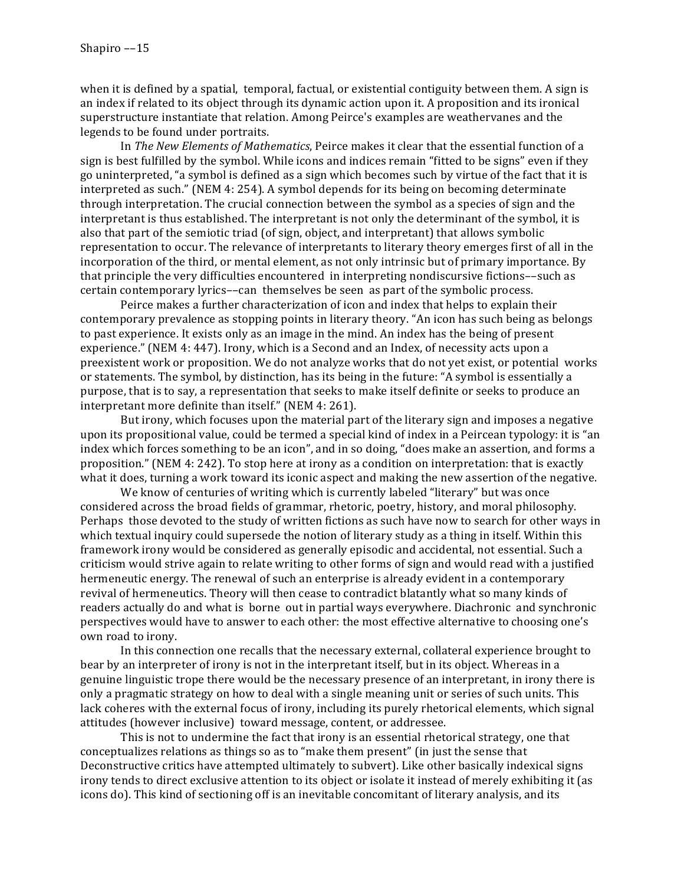when it is defined by a spatial, temporal, factual, or existential contiguity between them. A sign is an index if related to its object through its dynamic action upon it. A proposition and its ironical superstructure instantiate that relation. Among Peirce's examples are weathervanes and the legends to be found under portraits.

In *The New Elements of Mathematics*, Peirce makes it clear that the essential function of a sign is best fulfilled by the symbol. While icons and indices remain "fitted to be signs" even if they go uninterpreted, "a symbol is defined as a sign which becomes such by virtue of the fact that it is interpreted as such." (NEM 4: 254). A symbol depends for its being on becoming determinate through interpretation. The crucial connection between the symbol as a species of sign and the interpretant is thus established. The interpretant is not only the determinant of the symbol, it is also that part of the semiotic triad (of sign, object, and interpretant) that allows symbolic representation to occur. The relevance of interpretants to literary theory emerges first of all in the incorporation of the third, or mental element, as not only intrinsic but of primary importance. By that principle the very difficulties encountered in interpreting nondiscursive fictions––such as certain contemporary lyrics––can themselves be seen as part of the symbolic process.

Peirce makes a further characterization of icon and index that helps to explain their contemporary prevalence as stopping points in literary theory. "An icon has such being as belongs to past experience. It exists only as an image in the mind. An index has the being of present experience." (NEM 4: 447). Irony, which is a Second and an Index, of necessity acts upon a preexistent work or proposition. We do not analyze works that do not yet exist, or potential works or statements. The symbol, by distinction, has its being in the future: "A symbol is essentially a purpose, that is to say, a representation that seeks to make itself definite or seeks to produce an interpretant more definite than itself." (NEM 4: 261).

But irony, which focuses upon the material part of the literary sign and imposes a negative upon its propositional value, could be termed a special kind of index in a Peircean typology: it is "an index which forces something to be an icon", and in so doing, "does make an assertion, and forms a proposition." (NEM 4: 242). To stop here at irony as a condition on interpretation: that is exactly what it does, turning a work toward its iconic aspect and making the new assertion of the negative.

We know of centuries of writing which is currently labeled "literary" but was once considered across the broad fields of grammar, rhetoric, poetry, history, and moral philosophy. Perhaps those devoted to the study of written fictions as such have now to search for other ways in which textual inquiry could supersede the notion of literary study as a thing in itself. Within this framework irony would be considered as generally episodic and accidental, not essential. Such a criticism would strive again to relate writing to other forms of sign and would read with a justified hermeneutic energy. The renewal of such an enterprise is already evident in a contemporary revival of hermeneutics. Theory will then cease to contradict blatantly what so many kinds of readers actually do and what is borne out in partial ways everywhere. Diachronic and synchronic perspectives would have to answer to each other: the most effective alternative to choosing one's own road to irony.

In this connection one recalls that the necessary external, collateral experience brought to bear by an interpreter of irony is not in the interpretant itself, but in its object. Whereas in a genuine linguistic trope there would be the necessary presence of an interpretant, in irony there is only a pragmatic strategy on how to deal with a single meaning unit or series of such units. This lack coheres with the external focus of irony, including its purely rhetorical elements, which signal attitudes (however inclusive) toward message, content, or addressee.

This is not to undermine the fact that irony is an essential rhetorical strategy, one that conceptualizes relations as things so as to "make them present" (in just the sense that Deconstructive critics have attempted ultimately to subvert). Like other basically indexical signs irony tends to direct exclusive attention to its object or isolate it instead of merely exhibiting it (as icons do). This kind of sectioning off is an inevitable concomitant of literary analysis, and its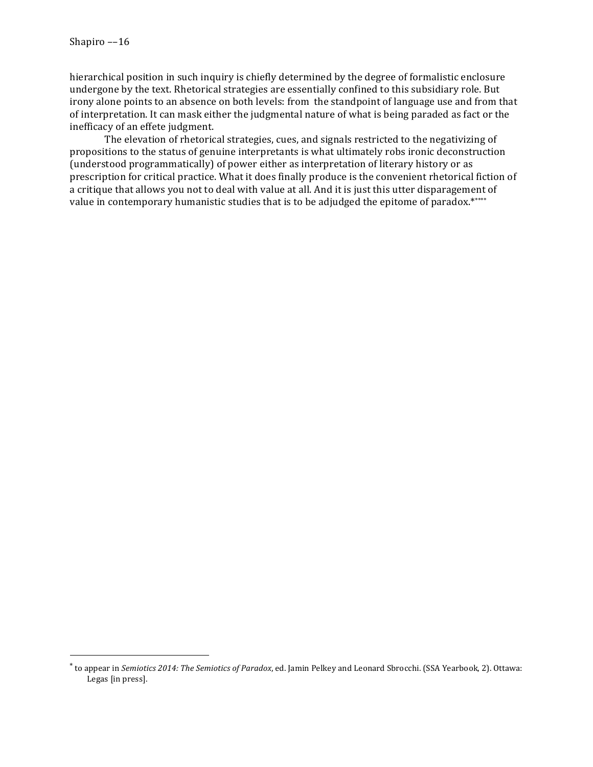hierarchical position in such inquiry is chiefly determined by the degree of formalistic enclosure undergone by the text. Rhetorical strategies are essentially confined to this subsidiary role. But irony alone points to an absence on both levels: from the standpoint of language use and from that of interpretation. It can mask either the judgmental nature of what is being paraded as fact or the inefficacy of an effete judgment.

The elevation of rhetorical strategies, cues, and signals restricted to the negativizing of propositions to the status of genuine interpretants is what ultimately robs ironic deconstruction (understood programmatically) of power either as interpretation of literary history or as prescription for critical practice. What it does finally produce is the convenient rhetorical fiction of a critique that allows you not to deal with value at all. And it is just this utter disparagement of value in contemporary humanistic studies that is to be adjudged the epitome of paradox.[*] *****

---

[*] to appear in *Semiotics 2014: The Semiotics of Paradox*, ed. Jamin Pelkey and Leonard Sbrocchi. (SSA Yearbook, 2). Ottawa: Legas [in press].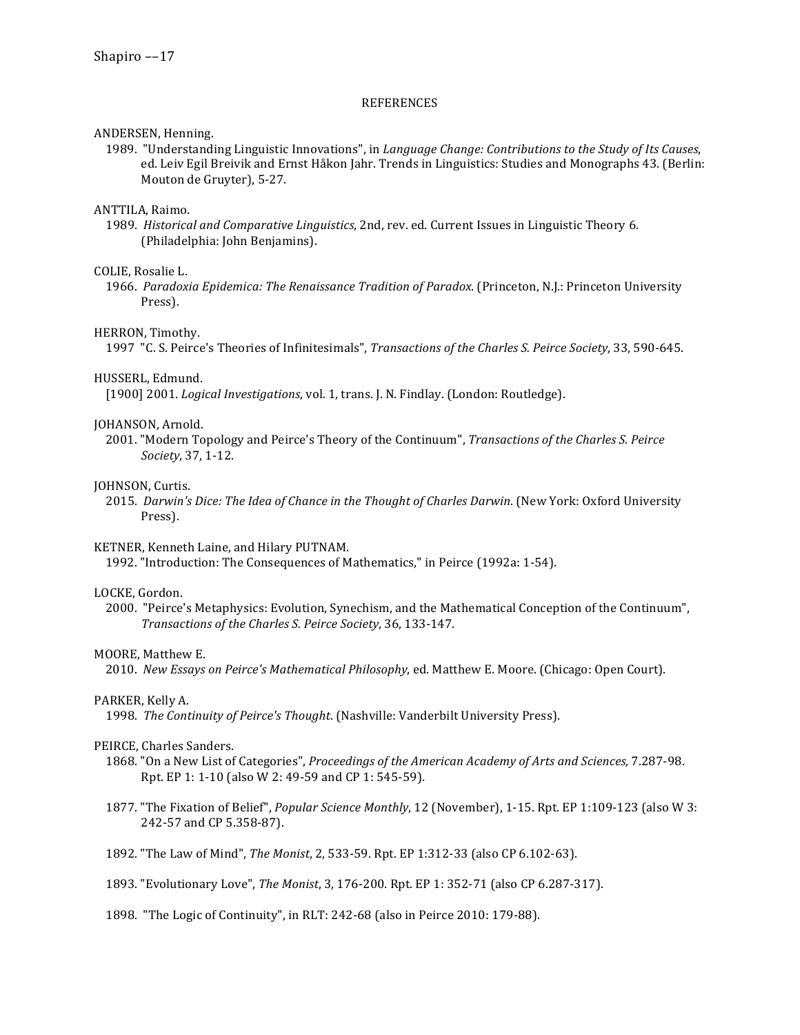## REFERENCES

ANDERSEN, Henning.

1989. "Understanding Linguistic Innovations", in *Language Change: Contributions to the Study of Its Causes*, ed. Leiv Egil Breivik and Ernst Håkon Jahr. Trends in Linguistics: Studies and Monographs 43. (Berlin: Mouton de Gruyter), 5-27.

ANTTILA, Raimo.

1989. *Historical and Comparative Linguistics*, 2nd, rev. ed. Current Issues in Linguistic Theory 6. (Philadelphia: John Benjamins).

COLIE, Rosalie L.

1966. *Paradoxia Epidemica: The Renaissance Tradition of Paradox*. (Princeton, N.J.: Princeton University Press).

HERRON, Timothy.

1997 "C. S. Peirce's Theories of Infinitesimals", *Transactions of the Charles S. Peirce Society*, 33, 590-645.

HUSSERL, Edmund.

[1900] 2001. *Logical Investigations*, vol. 1, trans. J. N. Findlay. (London: Routledge).

JOHANSON, Arnold.

2001. "Modern Topology and Peirce's Theory of the Continuum", *Transactions of the Charles S. Peirce Society*, 37, 1-12.

JOHNSON, Curtis.

2015. *Darwin's Dice: The Idea of Chance in the Thought of Charles Darwin*. (New York: Oxford University Press).

KETNER, Kenneth Laine, and Hilary PUTNAM.

1992. "Introduction: The Consequences of Mathematics," in Peirce (1992a: 1-54).

LOCKE, Gordon.

2000. "Peirce's Metaphysics: Evolution, Synechism, and the Mathematical Conception of the Continuum", *Transactions of the Charles S. Peirce Society*, 36, 133-147.

MOORE, Matthew E.

2010. *New Essays on Peirce's Mathematical Philosophy*, ed. Matthew E. Moore. (Chicago: Open Court).

PARKER, Kelly A.

1998. *The Continuity of Peirce's Thought*. (Nashville: Vanderbilt University Press).

PEIRCE, Charles Sanders.

1868. "On a New List of Categories", *Proceedings of the American Academy of Arts and Sciences,* 7.287-98. Rpt. EP 1: 1-10 (also W 2: 49-59 and CP 1: 545-59).

1877. "The Fixation of Belief", *Popular Science Monthly*, 12 (November), 1-15. Rpt. EP 1:109-123 (also W 3: 242-57 and CP 5.358-87).

1892. "The Law of Mind", *The Monist*, 2, 533-59. Rpt. EP 1:312-33 (also CP 6.102-63).

1893. "Evolutionary Love", *The Monist*, 3, 176-200. Rpt. EP 1: 352-71 (also CP 6.287-317).

1898. "The Logic of Continuity", in RLT: 242-68 (also in Peirce 2010: 179-88).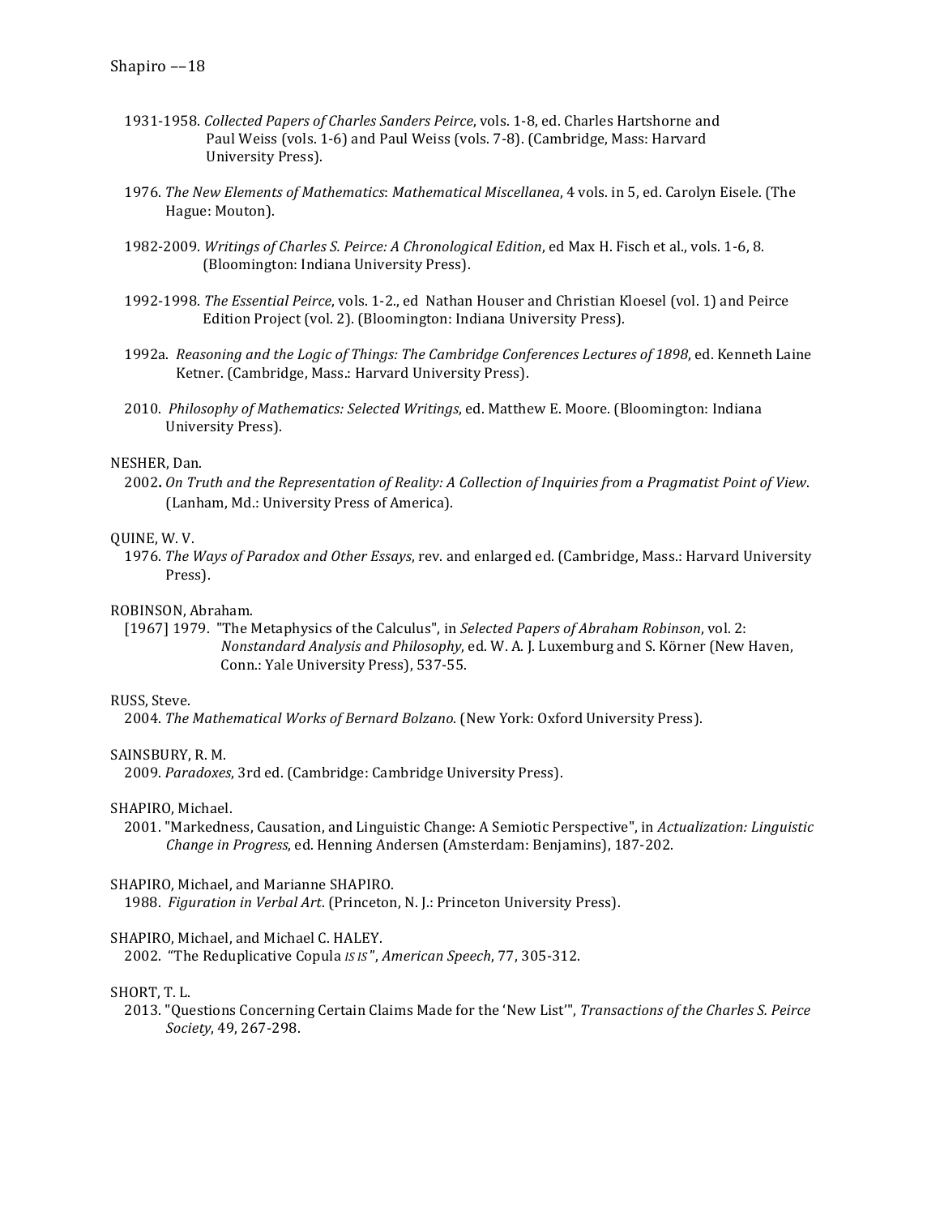1931-1958. *Collected Papers of Charles Sanders Peirce*, vols. 1-8, ed. Charles Hartshorne and Paul Weiss (vols. 1-6) and Paul Weiss (vols. 7-8). (Cambridge, Mass: Harvard University Press).

1976. *The New Elements of Mathematics*: *Mathematical Miscellanea*, 4 vols. in 5, ed. Carolyn Eisele. (The Hague: Mouton).

1982-2009. *Writings of Charles S. Peirce: A Chronological Edition*, ed Max H. Fisch et al., vols. 1-6, 8. (Bloomington: Indiana University Press).

1992-1998. *The Essential Peirce*, vols. 1-2., ed Nathan Houser and Christian Kloesel (vol. 1) and Peirce Edition Project (vol. 2). (Bloomington: Indiana University Press).

1992a. *Reasoning and the Logic of Things: The Cambridge Conferences Lectures of 1898*, ed. Kenneth Laine Ketner. (Cambridge, Mass.: Harvard University Press).

2010. *Philosophy of Mathematics: Selected Writings*, ed. Matthew E. Moore. (Bloomington: Indiana University Press).

NESHER, Dan.
2002**.** *On Truth and the Representation of Reality: A Collection of Inquiries from a Pragmatist Point of View*. (Lanham, Md.: University Press of America).

QUINE, W. V.
1976. *The Ways of Paradox and Other Essays*, rev. and enlarged ed. (Cambridge, Mass.: Harvard University Press).

ROBINSON, Abraham.
[1967] 1979. "The Metaphysics of the Calculus", in *Selected Papers of Abraham Robinson*, vol. 2: *Nonstandard Analysis and Philosophy*, ed. W. A. J. Luxemburg and S. Körner (New Haven, Conn.: Yale University Press), 537-55.

RUSS, Steve.
2004. *The Mathematical Works of Bernard Bolzano*. (New York: Oxford University Press).

SAINSBURY, R. M.
2009. *Paradoxes*, 3rd ed. (Cambridge: Cambridge University Press).

SHAPIRO, Michael.
2001. "Markedness, Causation, and Linguistic Change: A Semiotic Perspective", in *Actualization: Linguistic Change in Progress*, ed. Henning Andersen (Amsterdam: Benjamins), 187-202.

SHAPIRO, Michael, and Marianne SHAPIRO.
1988. *Figuration in Verbal Art*. (Princeton, N. J.: Princeton University Press).

SHAPIRO, Michael, and Michael C. HALEY.
2002. "The Reduplicative Copula *IS IS*", *American Speech*, 77, 305-312.

SHORT, T. L.
2013. "Questions Concerning Certain Claims Made for the 'New List'", *Transactions of the Charles S. Peirce Society*, 49, 267-298.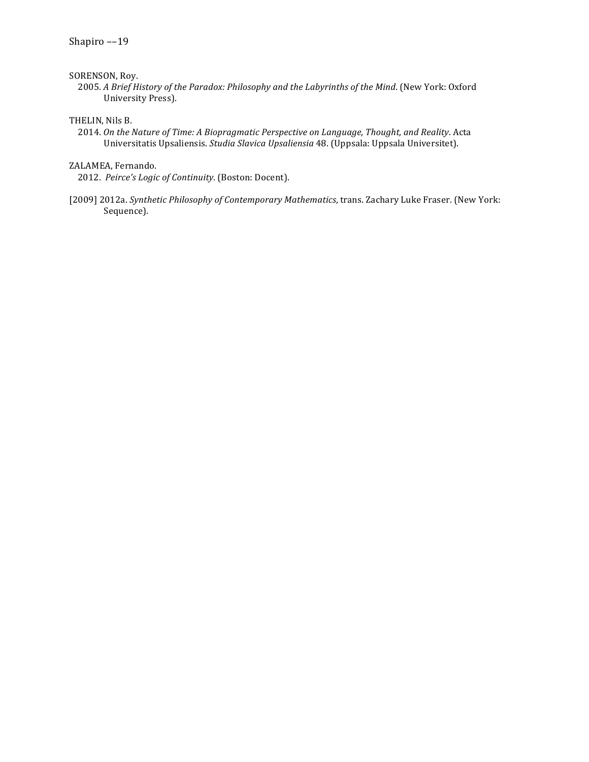SORENSON, Roy.

2005. *A Brief History of the Paradox: Philosophy and the Labyrinths of the Mind*. (New York: Oxford University Press).

THELIN, Nils B.

2014. *On the Nature of Time: A Biopragmatic Perspective on Language, Thought, and Reality*. Acta Universitatis Upsaliensis. *Studia Slavica Upsaliensia* 48. (Uppsala: Uppsala Universitet).

ZALAMEA, Fernando.

2012. *Peirce's Logic of Continuity*. (Boston: Docent).

[2009] 2012a. *Synthetic Philosophy of Contemporary Mathematics*, trans. Zachary Luke Fraser. (New York: Sequence).